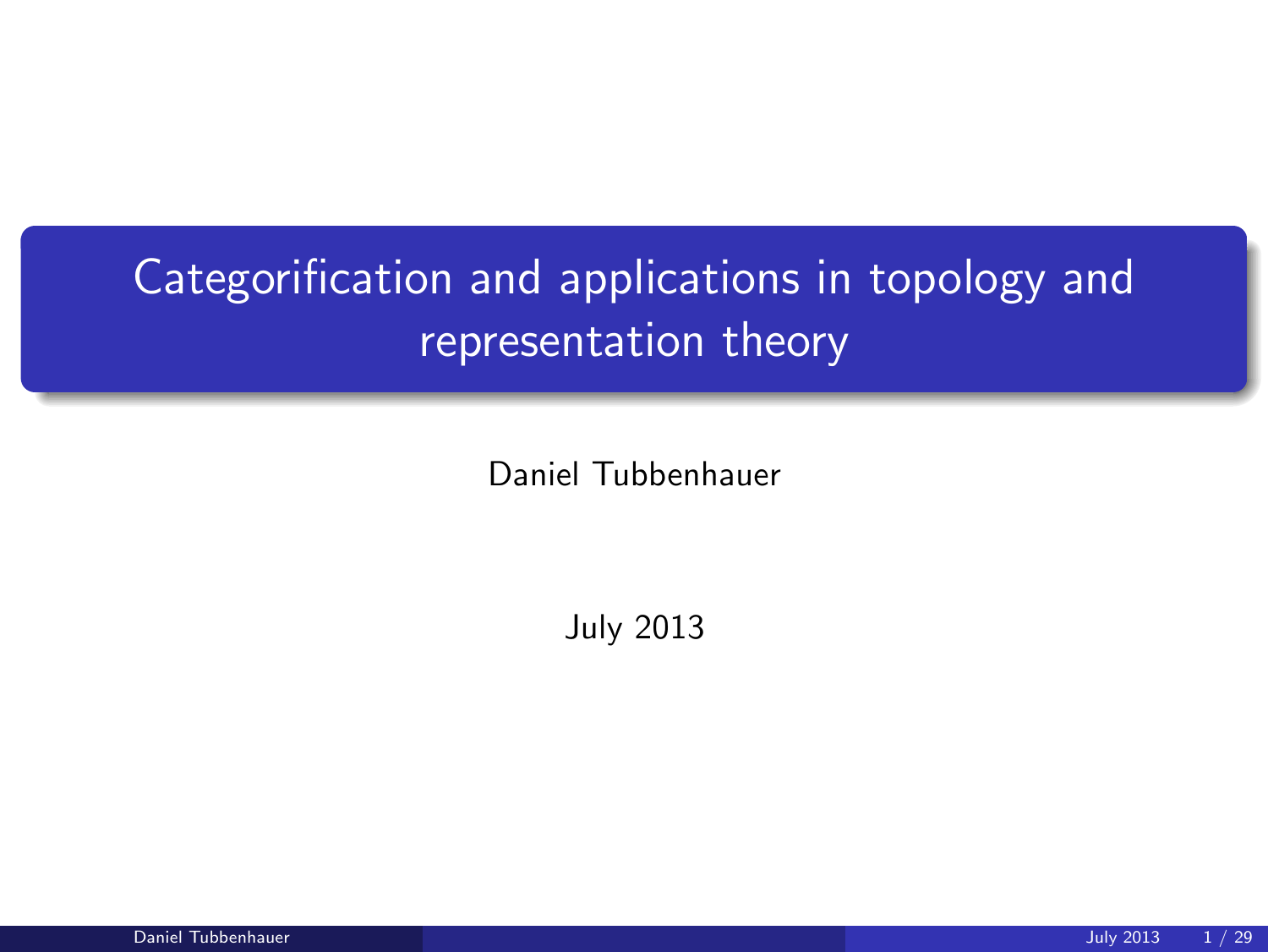# Categorification and applications in topology and representation theory

Daniel Tubbenhauer

July 2013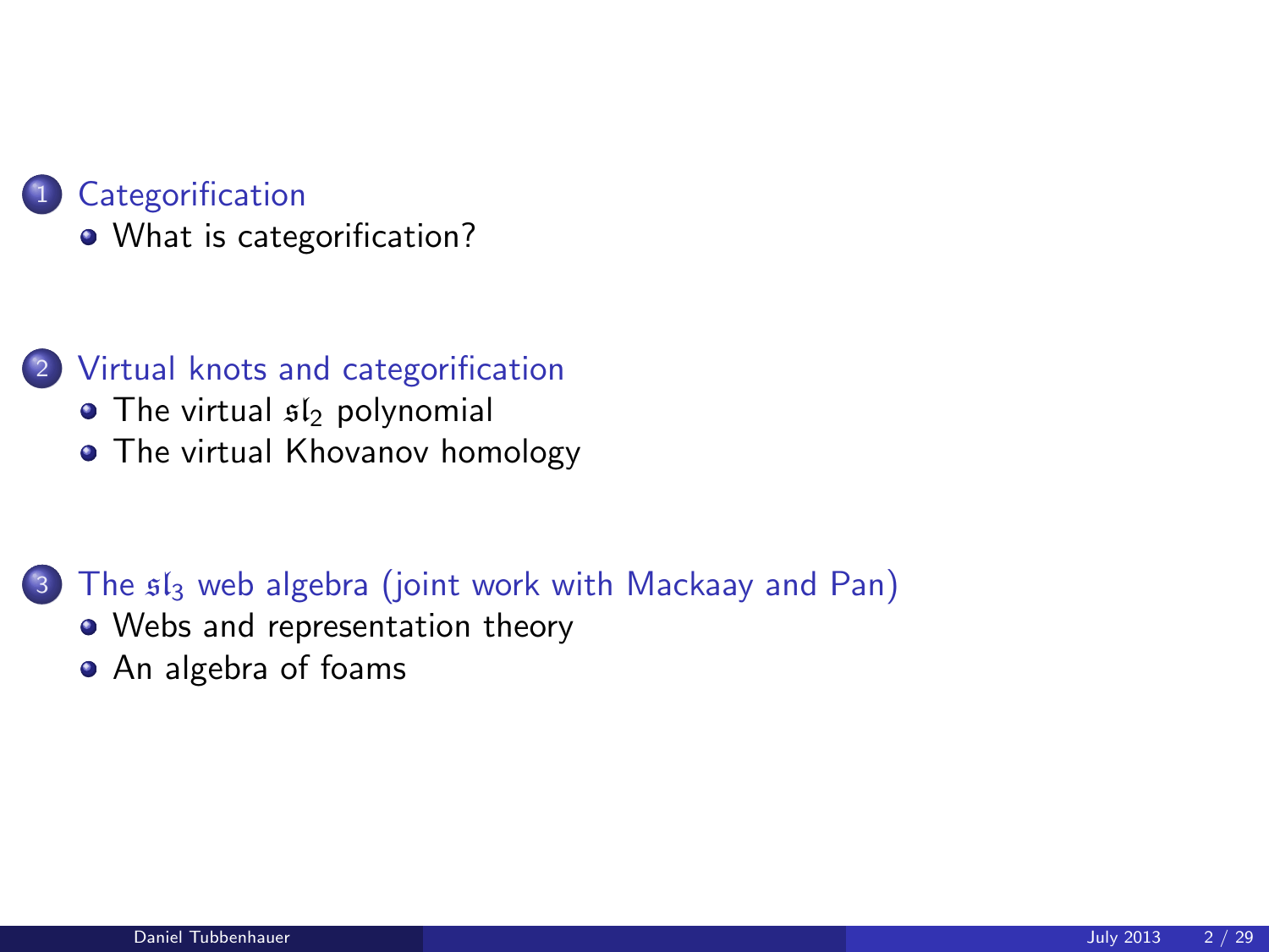1. Categorification
   - What is categorification?

2. Virtual knots and categorification
   - The virtual $\mathfrak{sl}_2$ polynomial
   - The virtual Khovanov homology

3. The $\mathfrak{sl}_3$ web algebra (joint work with Mackaay and Pan)
   - Webs and representation theory
   - An algebra of foams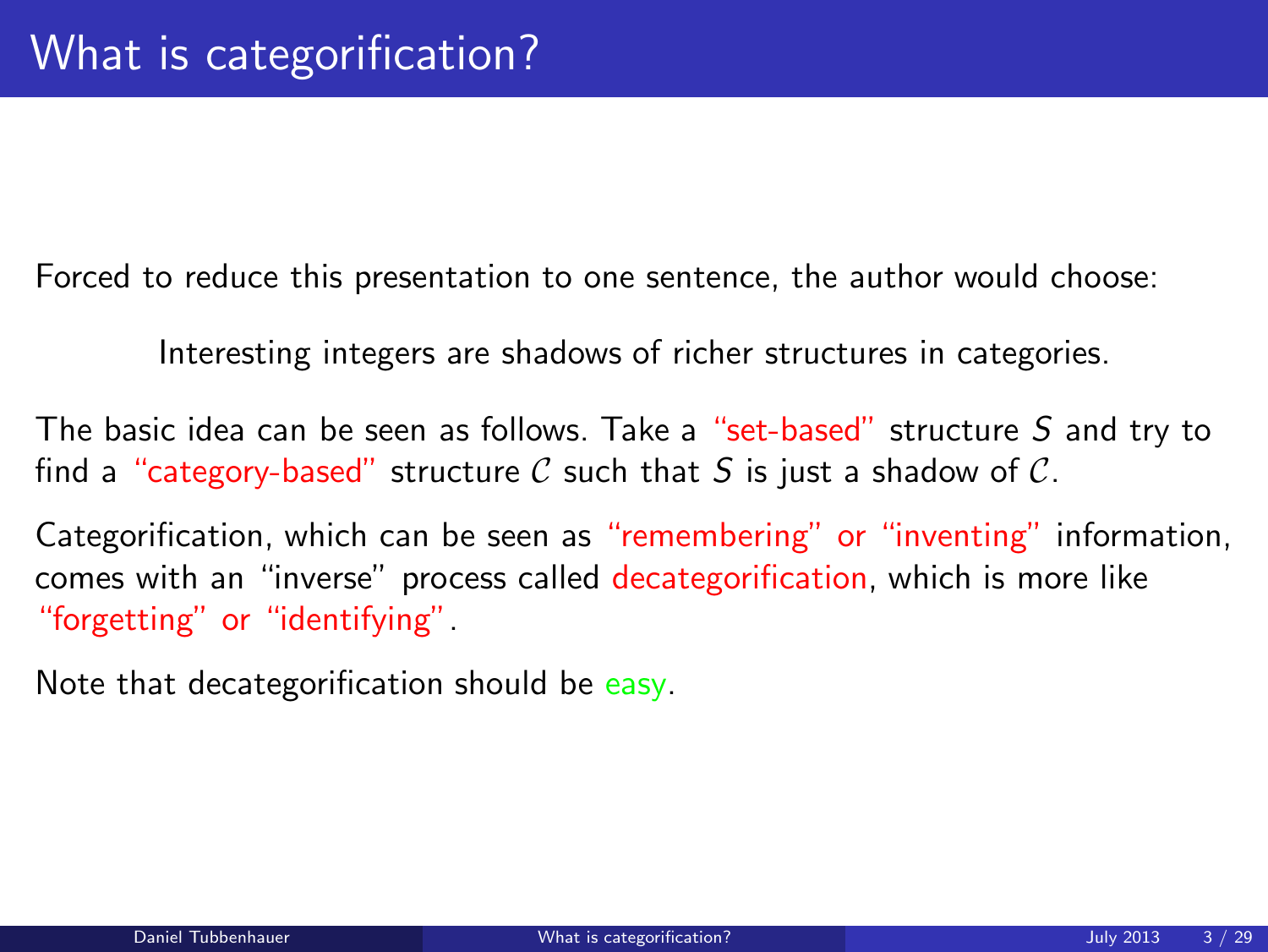# What is categorification?

Forced to reduce this presentation to one sentence, the author would choose:

Interesting integers are shadows of richer structures in categories.

The basic idea can be seen as follows. Take a "set-based" structure $S$ and try to find a "category-based" structure $\mathcal{C}$ such that $S$ is just a shadow of $\mathcal{C}$.

Categorification, which can be seen as "remembering" or "inventing" information, comes with an "inverse" process called decategorification, which is more like "forgetting" or "identifying".

Note that decategorification should be easy.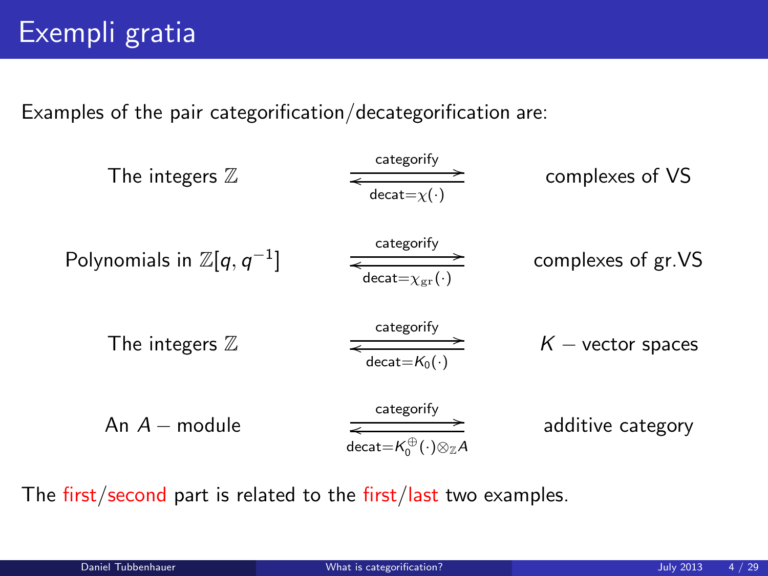# Exempli gratia

Examples of the pair categorification/decategorification are:

| | | |
|---|---|---|
| The integers $\mathbb{Z}$ | $\underset{\text{decat}=\chi(\cdot)}{\overset{\text{categorify}}{\rightleftarrows}}$ | complexes of VS |
| Polynomials in $\mathbb{Z}[q, q^{-1}]$ | $\underset{\text{decat}=\chi_{\mathrm{gr}}(\cdot)}{\overset{\text{categorify}}{\rightleftarrows}}$ | complexes of gr.VS |
| The integers $\mathbb{Z}$ | $\underset{\text{decat}=K_0(\cdot)}{\overset{\text{categorify}}{\rightleftarrows}}$ | $K$ − vector spaces |
| An $A$ − module | $\underset{\text{decat}=K_0^{\oplus}(\cdot)\otimes_{\mathbb{Z}}A}{\overset{\text{categorify}}{\rightleftarrows}}$ | additive category |

The first/second part is related to the first/last two examples.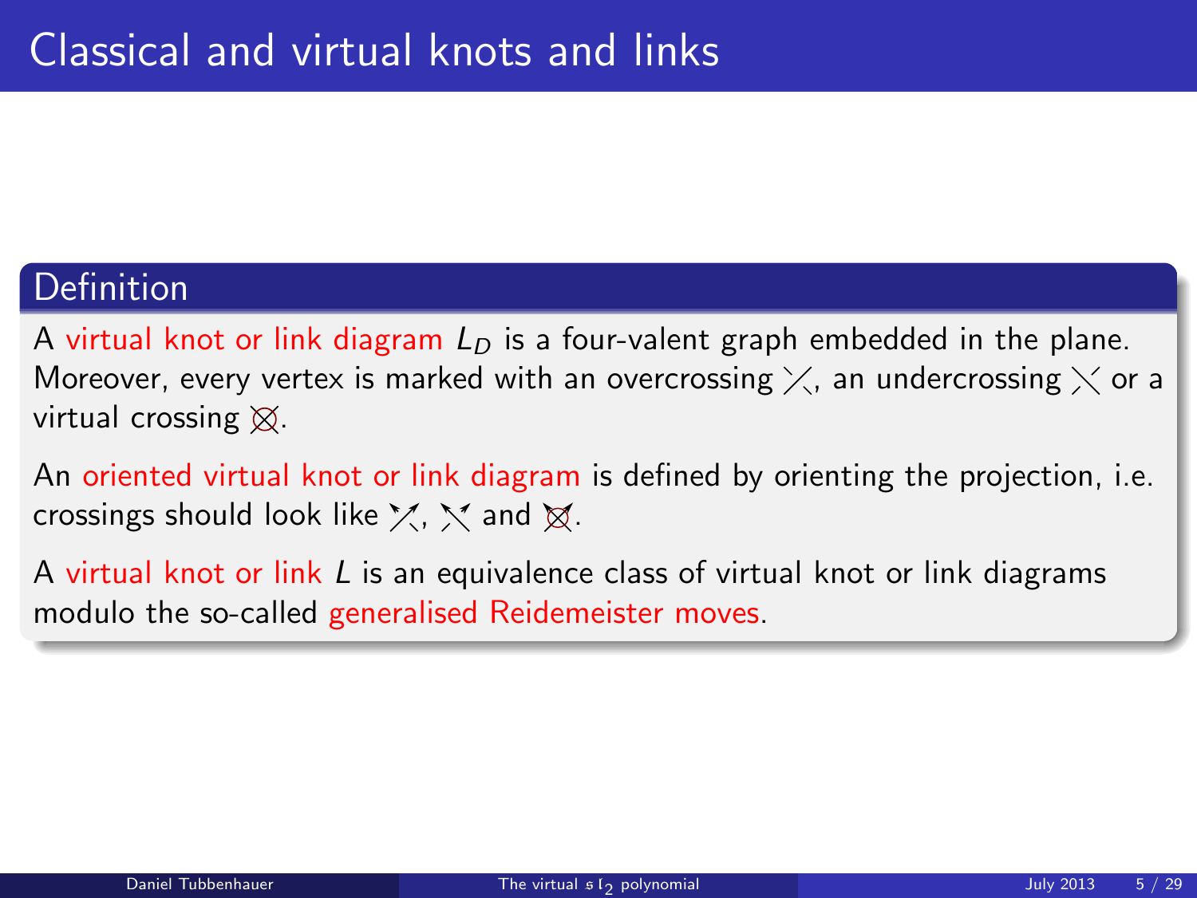# Classical and virtual knots and links

**Definition**

A virtual knot or link diagram $L_D$ is a four-valent graph embedded in the plane. Moreover, every vertex is marked with an overcrossing, an undercrossing or a virtual crossing.

An oriented virtual knot or link diagram is defined by orienting the projection, i.e. crossings should look like , and .

A virtual knot or link $L$ is an equivalence class of virtual knot or link diagrams modulo the so-called generalised Reidemeister moves.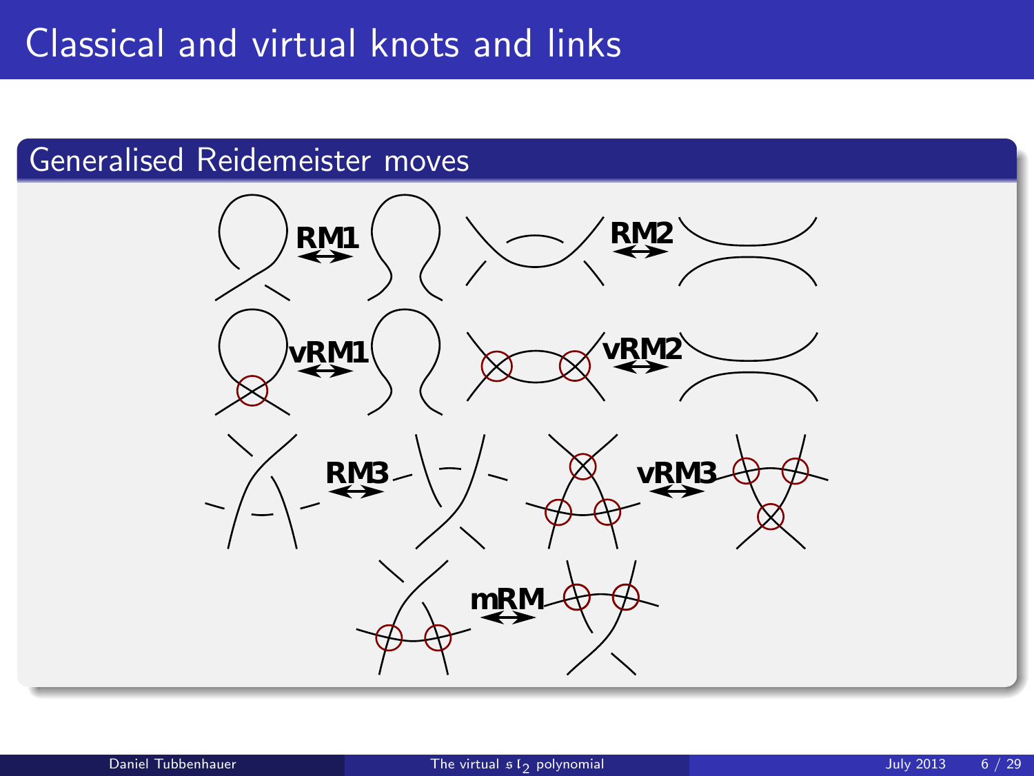# Classical and virtual knots and links

## Generalised Reidemeister moves

RM1 RM2

vRM1 vRM2

RM3 vRM3

mRM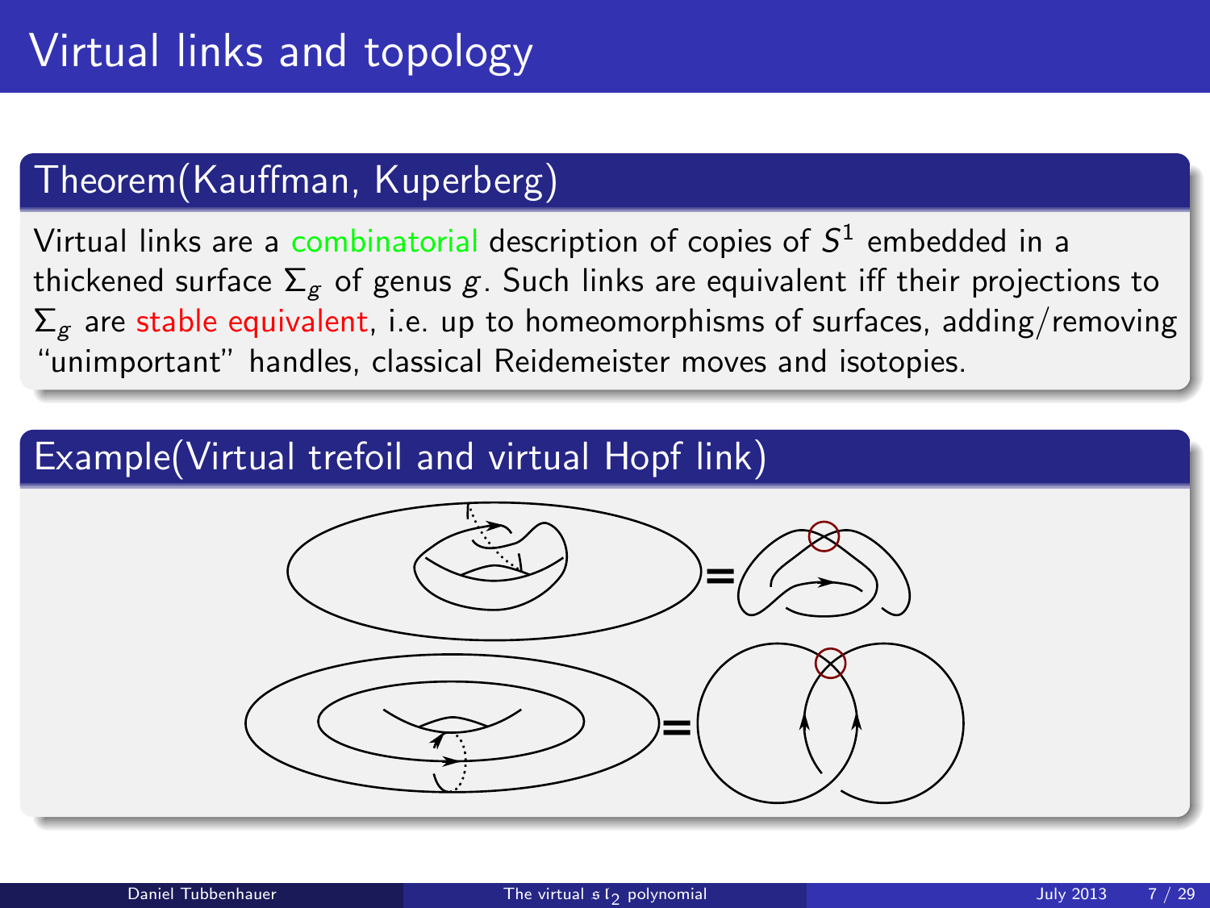# Virtual links and topology

## Theorem(Kauffman, Kuperberg)

Virtual links are a combinatorial description of copies of $S^1$ embedded in a thickened surface $\Sigma_g$ of genus $g$. Such links are equivalent iff their projections to $\Sigma_g$ are stable equivalent, i.e. up to homeomorphisms of surfaces, adding/removing "unimportant" handles, classical Reidemeister moves and isotopies.

## Example(Virtual trefoil and virtual Hopf link)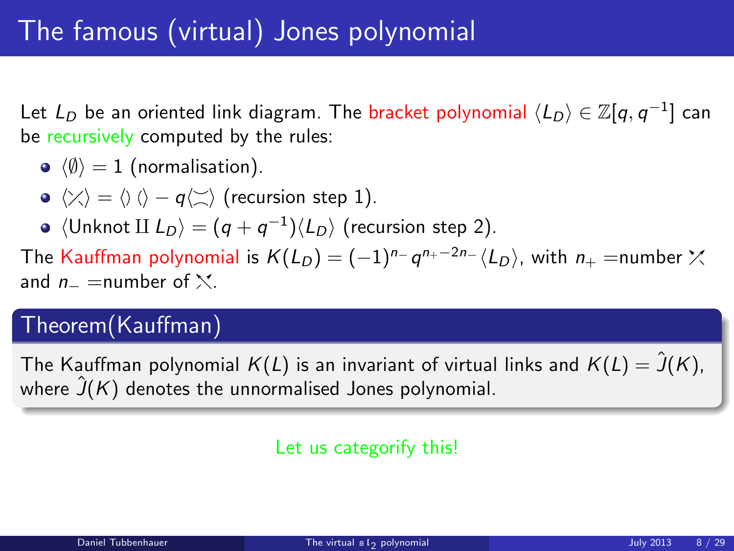# The famous (virtual) Jones polynomial

Let $L_D$ be an oriented link diagram. The bracket polynomial $\langle L_D \rangle \in \mathbb{Z}[q, q^{-1}]$ can be recursively computed by the rules:

- $\langle \emptyset \rangle = 1$ (normalisation).
- $\langle \diagup\!\!\!\!\diagdown \rangle = \langle) \, (\rangle - q\langle \asymp \rangle$ (recursion step 1).
- $\langle \text{Unknot} \amalg L_D \rangle = (q + q^{-1})\langle L_D \rangle$ (recursion step 2).

The Kauffman polynomial is $K(L_D) = (-1)^{n_-} q^{n_+ - 2n_-} \langle L_D \rangle$, with $n_+$ =number $\nearrow\!\!\!\!\nwarrow$ and $n_-$ =number of $\nwarrow\!\!\!\!\nearrow$.

## Theorem(Kauffman)

The Kauffman polynomial $K(L)$ is an invariant of virtual links and $K(L) = \hat{J}(K)$, where $\hat{J}(K)$ denotes the unnormalised Jones polynomial.

Let us categorify this!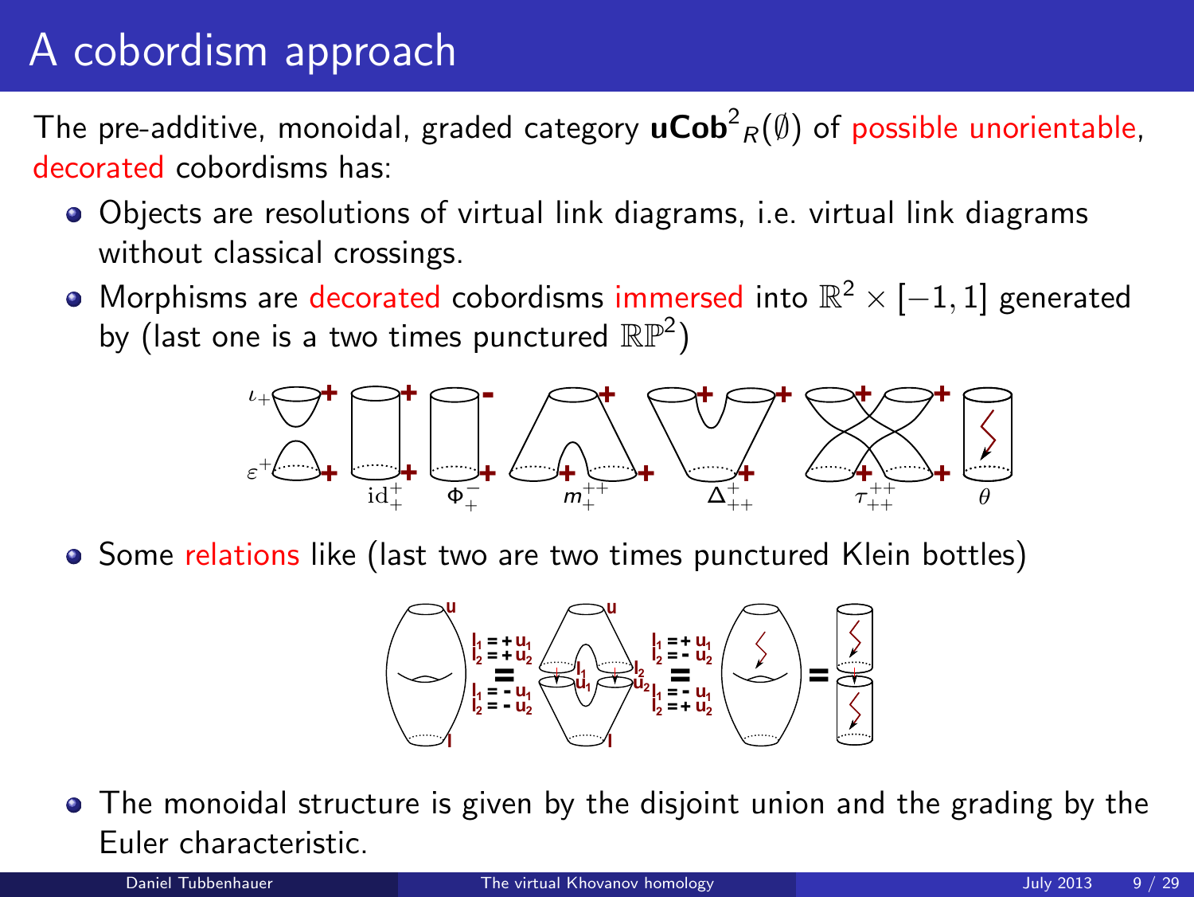# A cobordism approach

The pre-additive, monoidal, graded category $\mathbf{uCob}^2{}_R(\emptyset)$ of possible unorientable, decorated cobordisms has:

- Objects are resolutions of virtual link diagrams, i.e. virtual link diagrams without classical crossings.
- Morphisms are decorated cobordisms immersed into $\mathbb{R}^2 \times [-1, 1]$ generated by (last one is a two times punctured $\mathbb{RP}^2$)
- Some relations like (last two are two times punctured Klein bottles)
- The monoidal structure is given by the disjoint union and the grading by the Euler characteristic.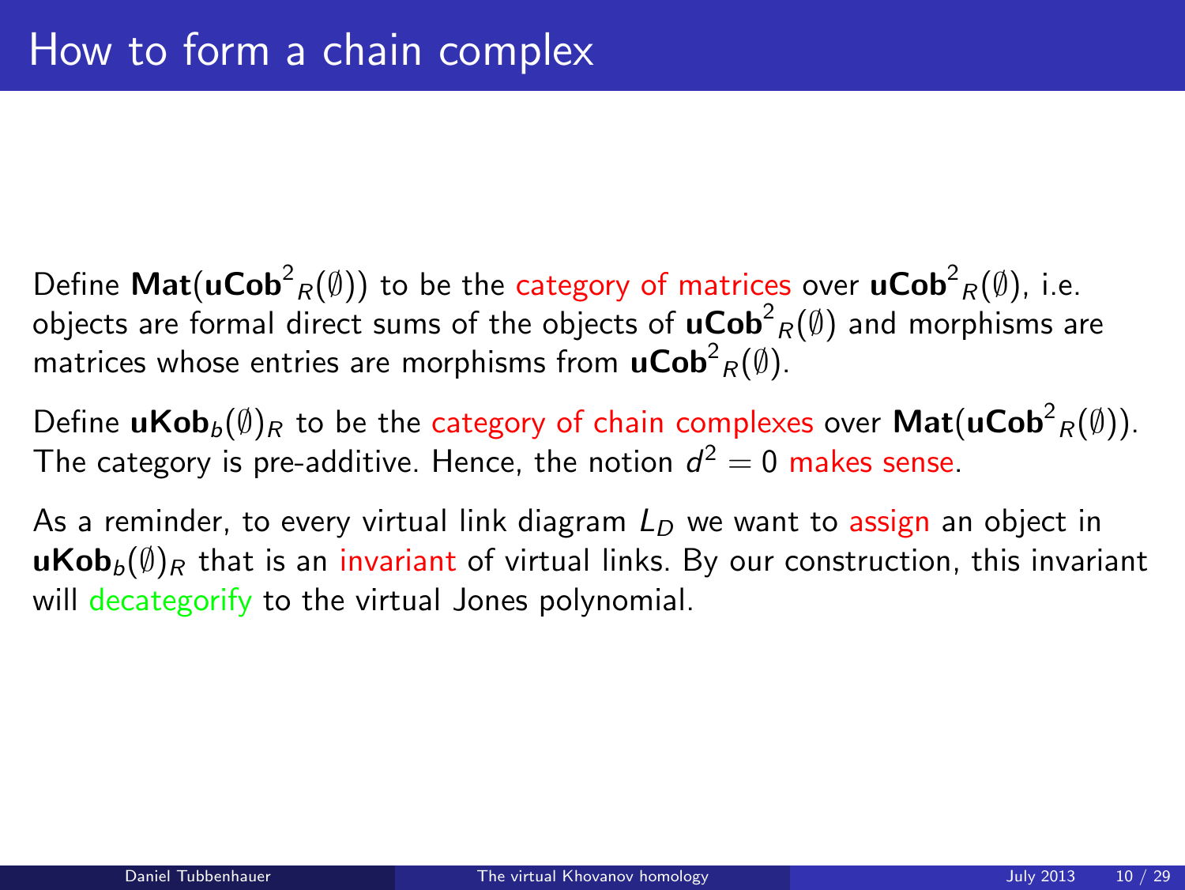# How to form a chain complex

Define $\mathbf{Mat}(\mathbf{uCob}^2{}_R(\emptyset))$ to be the category of matrices over $\mathbf{uCob}^2{}_R(\emptyset)$, i.e. objects are formal direct sums of the objects of $\mathbf{uCob}^2{}_R(\emptyset)$ and morphisms are matrices whose entries are morphisms from $\mathbf{uCob}^2{}_R(\emptyset)$.

Define $\mathbf{uKob}_b(\emptyset)_R$ to be the category of chain complexes over $\mathbf{Mat}(\mathbf{uCob}^2{}_R(\emptyset))$. The category is pre-additive. Hence, the notion $d^2 = 0$ makes sense.

As a reminder, to every virtual link diagram $L_D$ we want to assign an object in $\mathbf{uKob}_b(\emptyset)_R$ that is an invariant of virtual links. By our construction, this invariant will decategorify to the virtual Jones polynomial.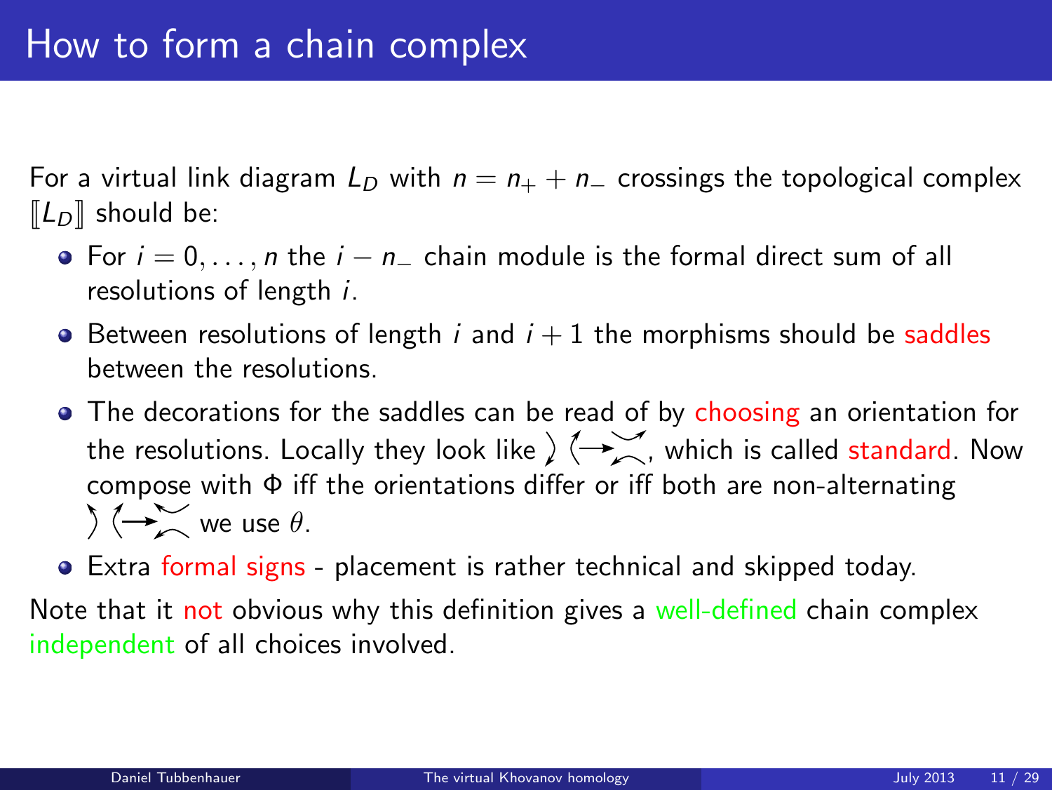# How to form a chain complex

For a virtual link diagram $L_D$ with $n = n_+ + n_-$ crossings the topological complex $[\![L_D]\!]$ should be:

- For $i = 0, \ldots, n$ the $i - n_-$ chain module is the formal direct sum of all resolutions of length $i$.
- Between resolutions of length $i$ and $i + 1$ the morphisms should be saddles between the resolutions.
- The decorations for the saddles can be read of by choosing an orientation for the resolutions. Locally they look like ⟩⟨ → ⌣⌢, which is called standard. Now compose with $\Phi$ iff the orientations differ or iff both are non-alternating ⟩⟨ → ⌣⌢ we use $\theta$.
- Extra formal signs - placement is rather technical and skipped today.

Note that it not obvious why this definition gives a well-defined chain complex independent of all choices involved.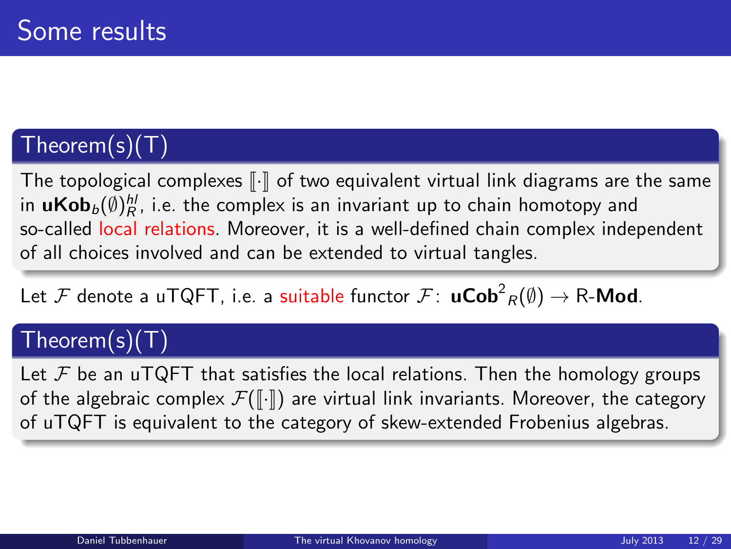# Some results

### Theorem(s)(T)

The topological complexes $[\![\cdot]\!]$ of two equivalent virtual link diagrams are the same in $\mathbf{uKob}_b(\emptyset)_R^{hl}$, i.e. the complex is an invariant up to chain homotopy and so-called local relations. Moreover, it is a well-defined chain complex independent of all choices involved and can be extended to virtual tangles.

Let $\mathcal{F}$ denote a uTQFT, i.e. a suitable functor $\mathcal{F}\colon\ \mathbf{uCob}^2{}_R(\emptyset) \to$ R-$\mathbf{Mod}$.

### Theorem(s)(T)

Let $\mathcal{F}$ be an uTQFT that satisfies the local relations. Then the homology groups of the algebraic complex $\mathcal{F}([\![\cdot]\!])$ are virtual link invariants. Moreover, the category of uTQFT is equivalent to the category of skew-extended Frobenius algebras.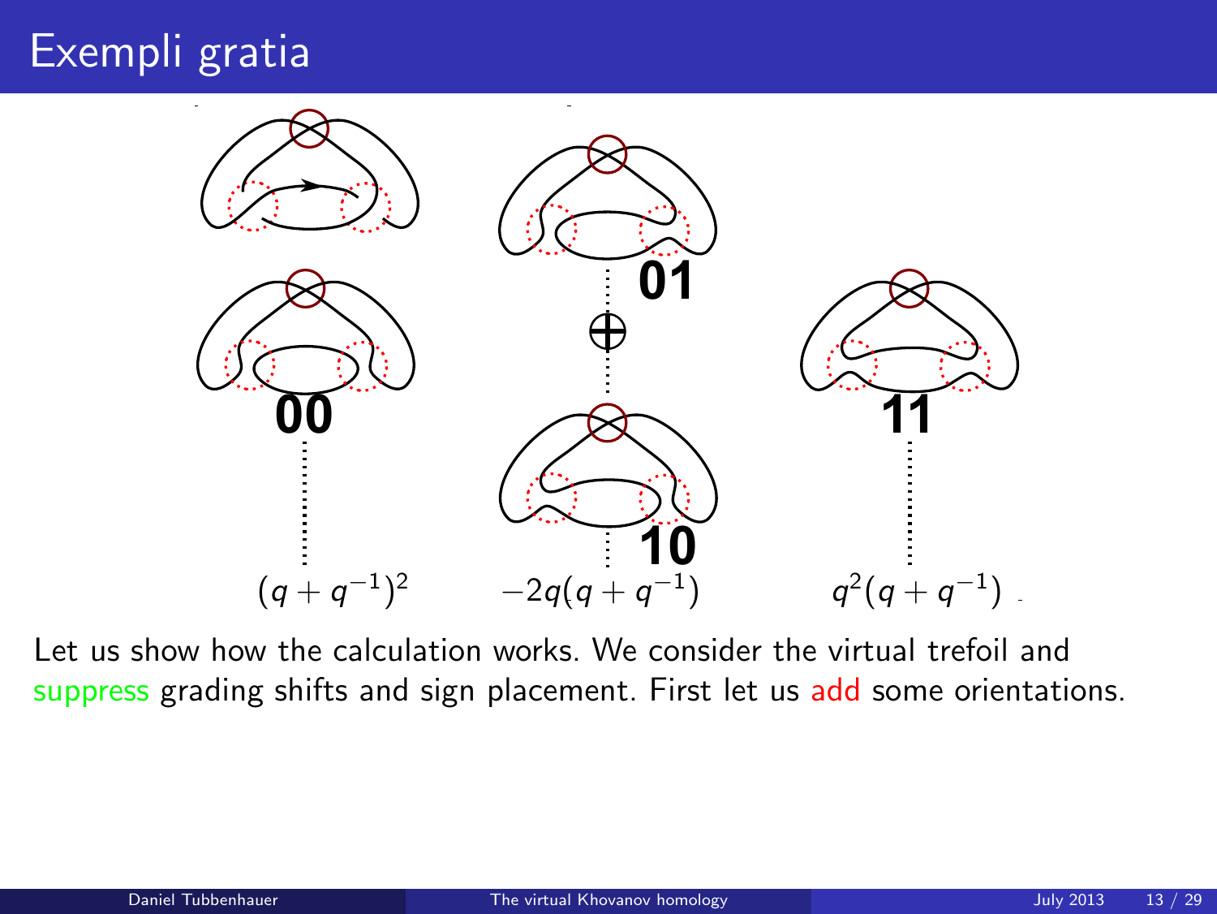# Exempli gratia

**01**

$\oplus$

**00** **11**

**10**

$(q+q^{-1})^2$ $-2q(q+q^{-1})$ $q^2(q+q^{-1})$

Let us show how the calculation works. We consider the virtual trefoil and suppress grading shifts and sign placement. First let us add some orientations.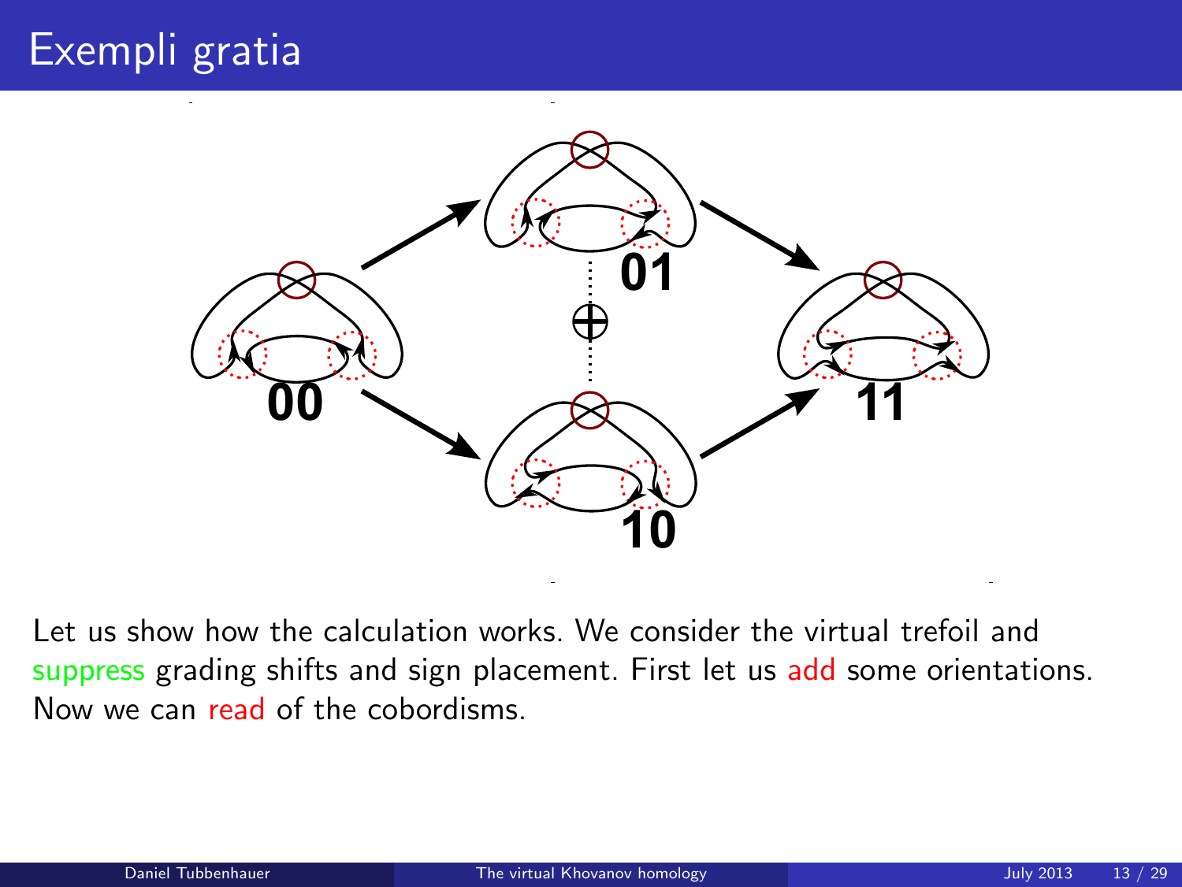# Exempli gratia

00

01

10

11

Let us show how the calculation works. We consider the virtual trefoil and suppress grading shifts and sign placement. First let us add some orientations. Now we can read of the cobordisms.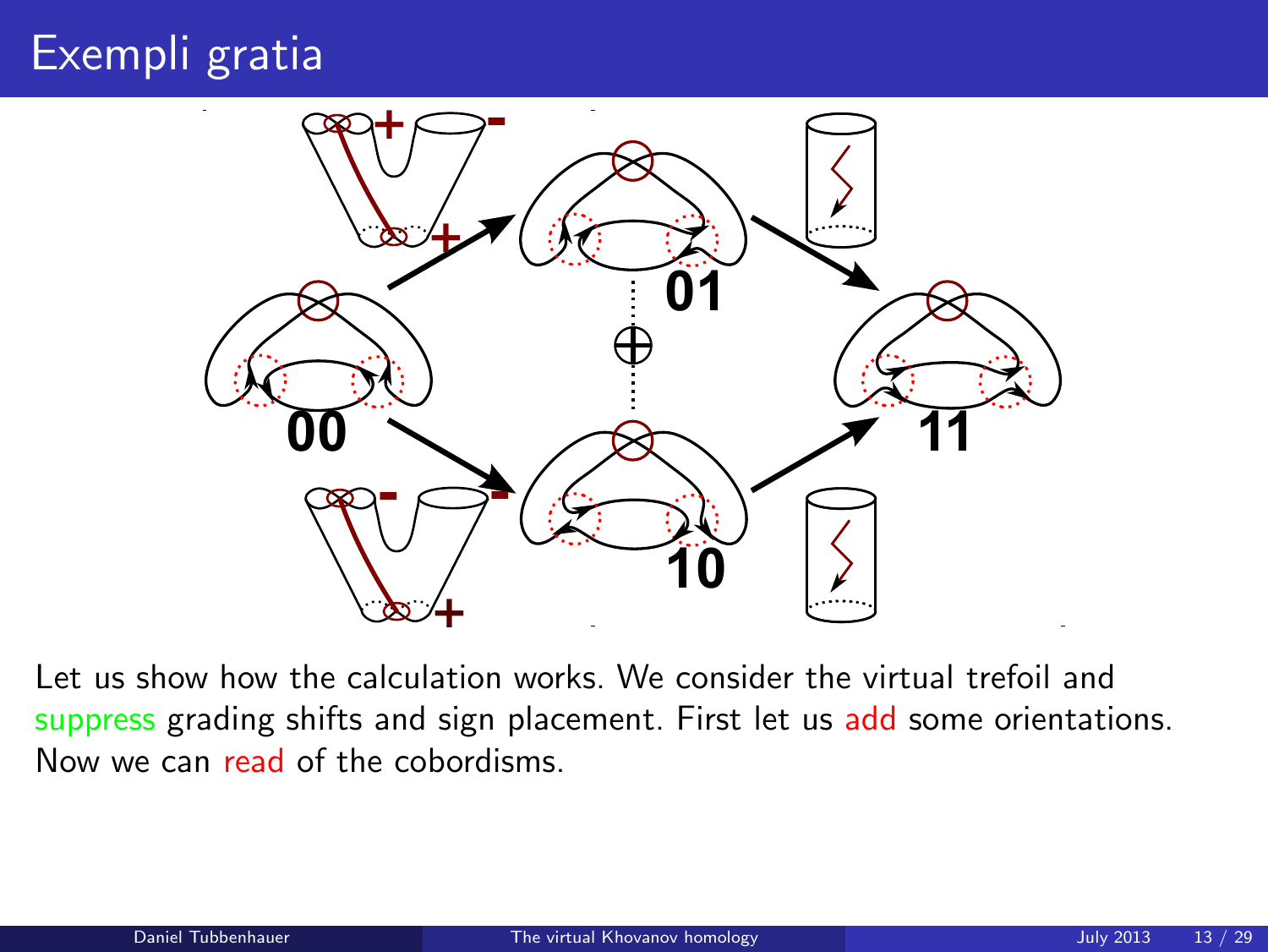# Exempli gratia

Let us show how the calculation works. We consider the virtual trefoil and suppress grading shifts and sign placement. First let us add some orientations. Now we can read of the cobordisms.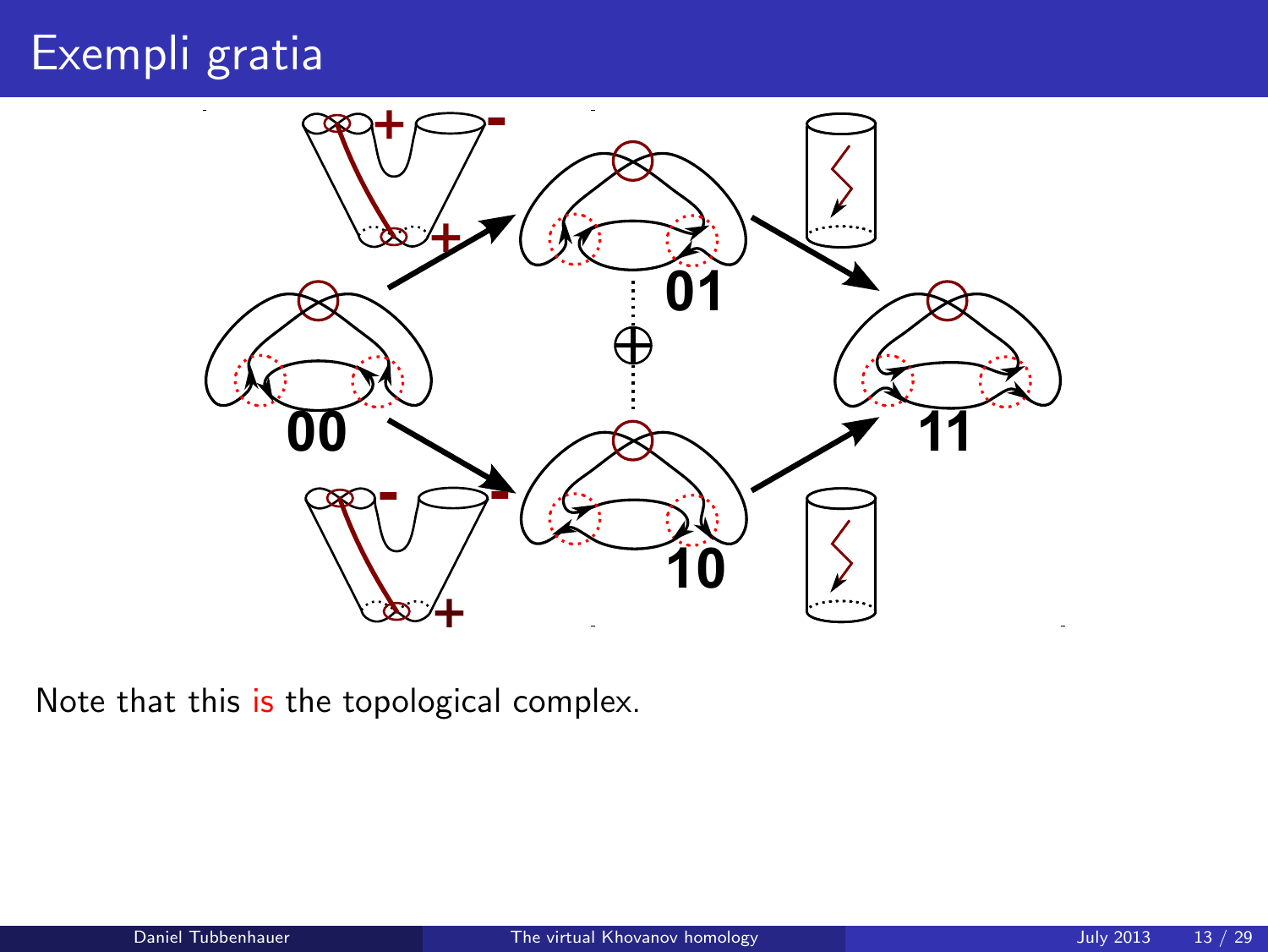# Exempli gratia

Note that this is the topological complex.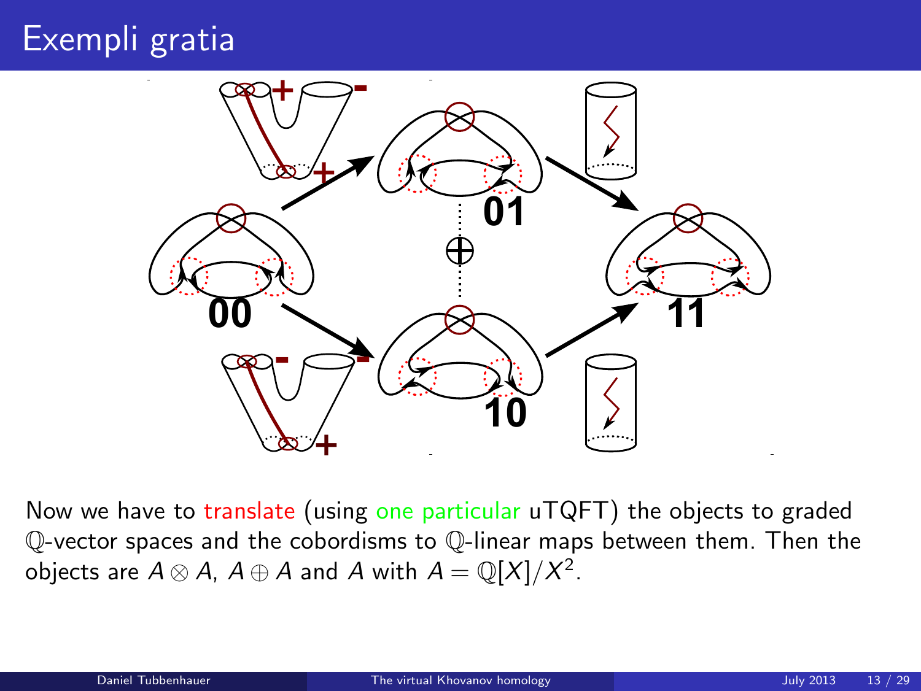# Exempli gratia

Now we have to translate (using one particular uTQFT) the objects to graded $\mathbb{Q}$-vector spaces and the cobordisms to $\mathbb{Q}$-linear maps between them. Then the objects are $A \otimes A$, $A \oplus A$ and $A$ with $A = \mathbb{Q}[X]/X^2$.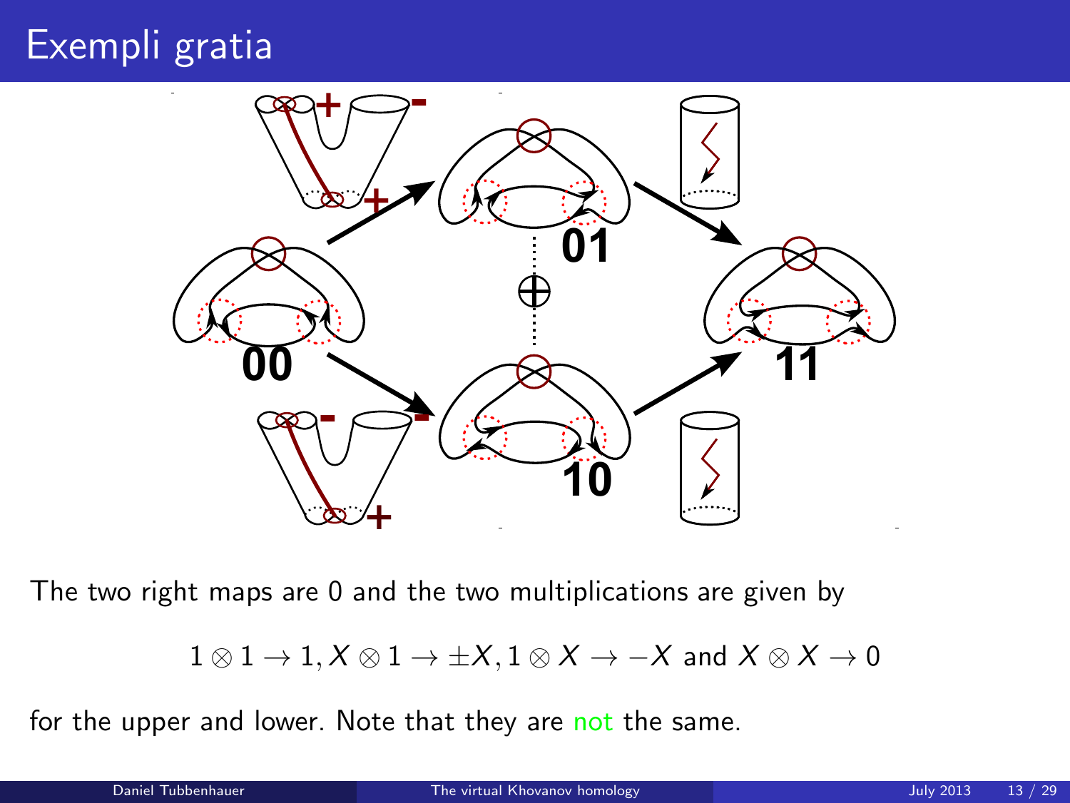# Exempli gratia

The two right maps are 0 and the two multiplications are given by

$$1 \otimes 1 \to 1, X \otimes 1 \to \pm X, 1 \otimes X \to -X \text{ and } X \otimes X \to 0$$

for the upper and lower. Note that they are not the same.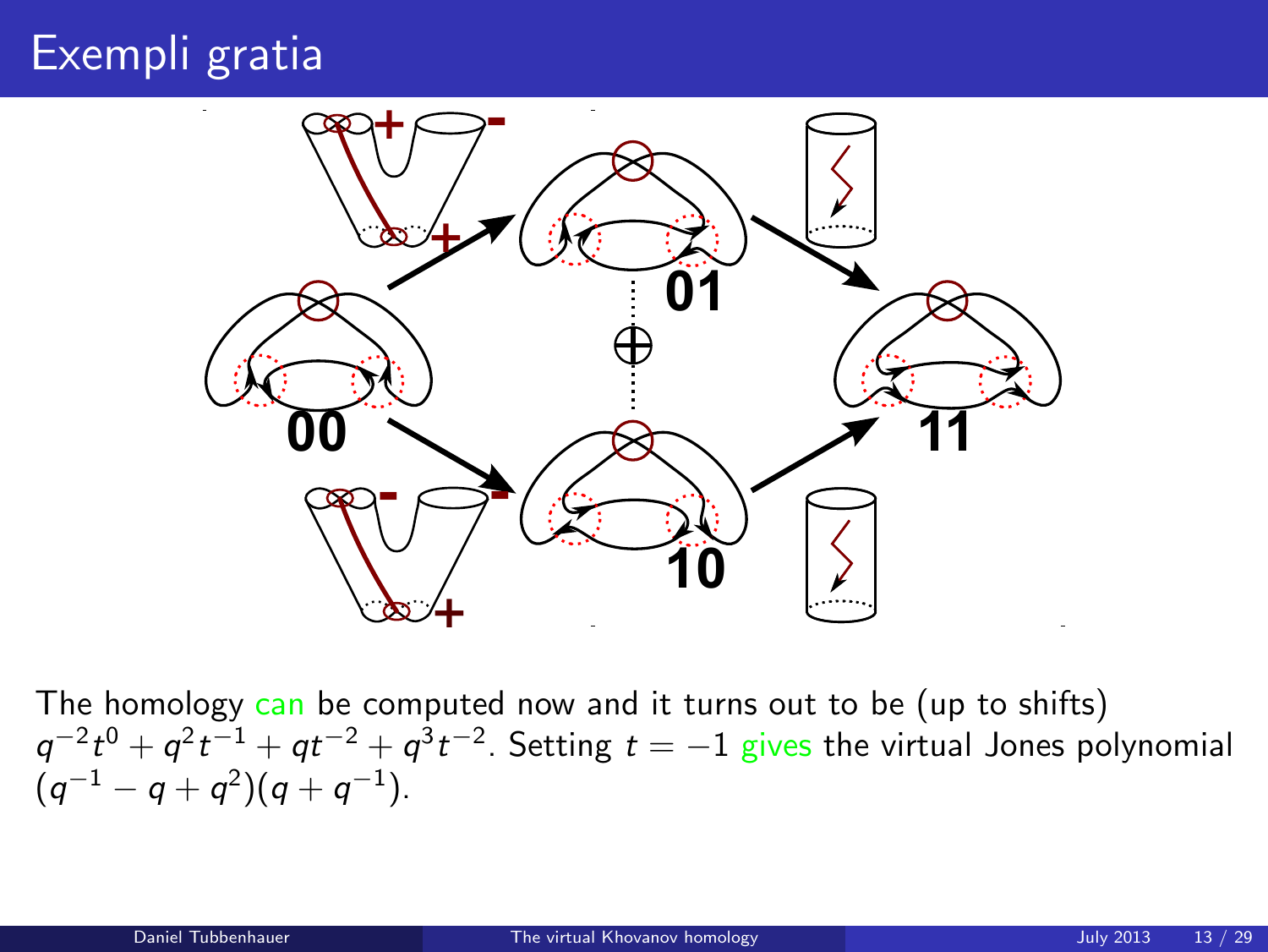# Exempli gratia

The homology can be computed now and it turns out to be (up to shifts) $q^{-2}t^{0} + q^{2}t^{-1} + qt^{-2} + q^{3}t^{-2}$. Setting $t = -1$ gives the virtual Jones polynomial $(q^{-1} - q + q^{2})(q + q^{-1})$.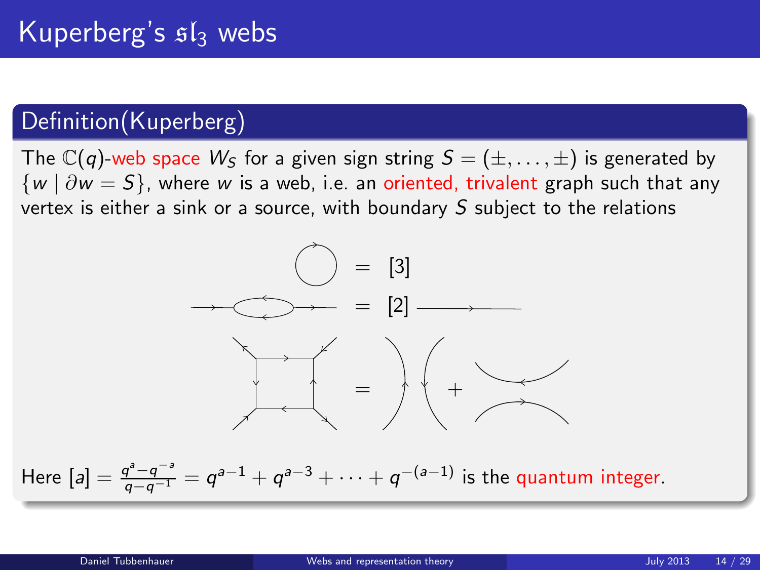# Kuperberg's $\mathfrak{sl}_3$ webs

## Definition(Kuperberg)

The $\mathbb{C}(q)$-web space $W_S$ for a given sign string $S = (\pm, \ldots, \pm)$ is generated by $\{w \mid \partial w = S\}$, where $w$ is a web, i.e. an oriented, trivalent graph such that any vertex is either a sink or a source, with boundary $S$ subject to the relations

$$\bigcirc = [3]$$

$$= [2]$$

$$= \ + $$

Here $[a] = \frac{q^a - q^{-a}}{q - q^{-1}} = q^{a-1} + q^{a-3} + \cdots + q^{-(a-1)}$ is the quantum integer.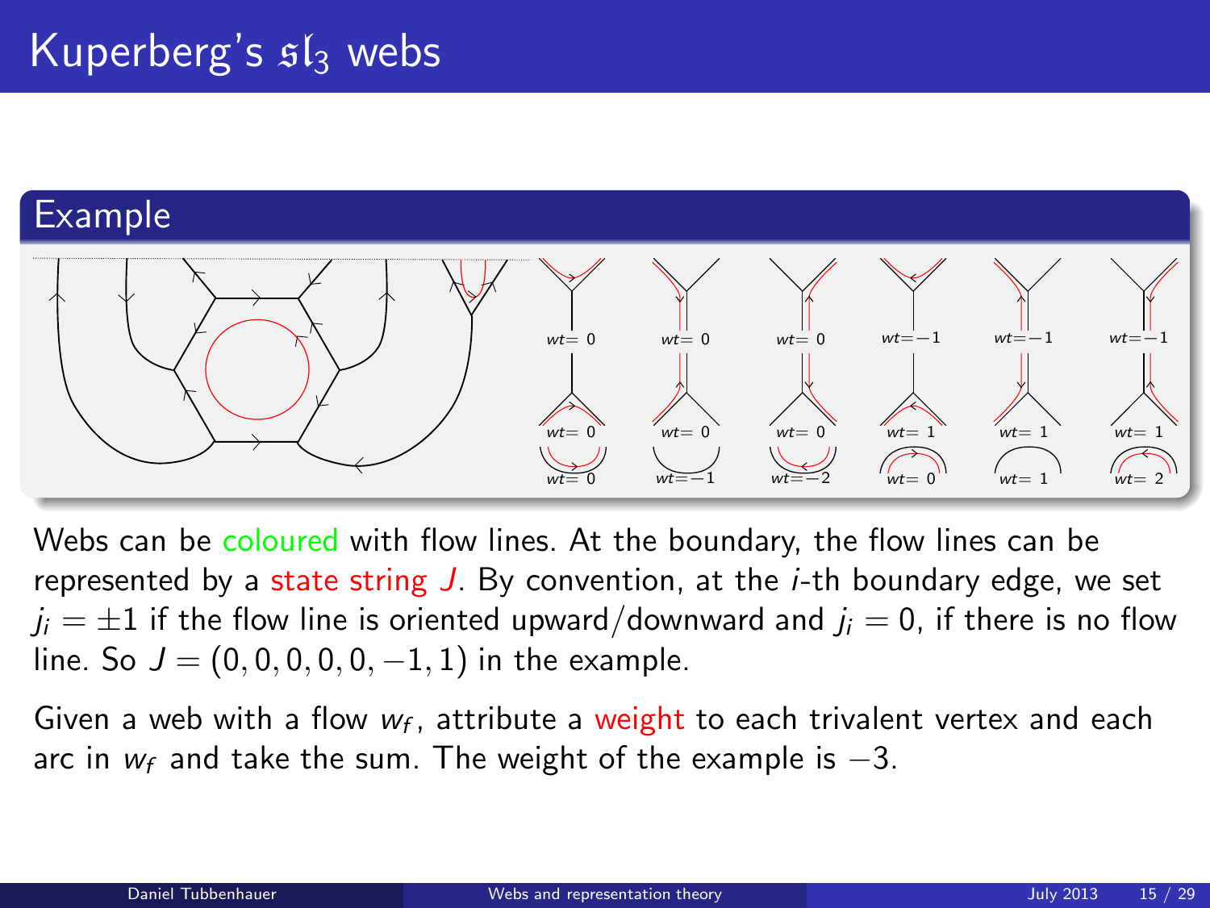# Kuperberg's $\mathfrak{sl}_3$ webs

## Example

Webs can be coloured with flow lines. At the boundary, the flow lines can be represented by a state string $J$. By convention, at the $i$-th boundary edge, we set $j_i = \pm 1$ if the flow line is oriented upward/downward and $j_i = 0$, if there is no flow line. So $J = (0, 0, 0, 0, 0, -1, 1)$ in the example.

Given a web with a flow $w_f$, attribute a weight to each trivalent vertex and each arc in $w_f$ and take the sum. The weight of the example is $-3$.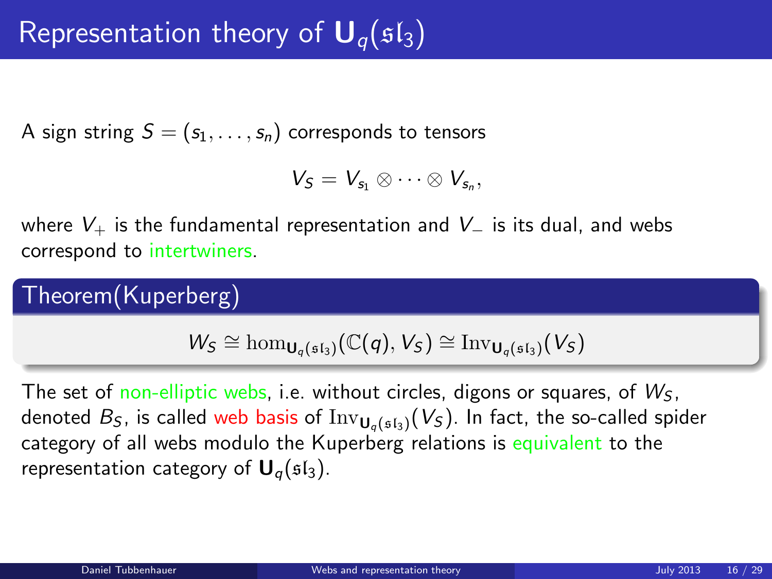# Representation theory of $\mathbf{U}_q(\mathfrak{sl}_3)$

A sign string $S = (s_1, \ldots, s_n)$ corresponds to tensors

$$V_S = V_{s_1} \otimes \cdots \otimes V_{s_n},$$

where $V_+$ is the fundamental representation and $V_-$ is its dual, and webs correspond to intertwiners.

## Theorem(Kuperberg)

$$W_S \cong \hom_{\mathbf{U}_q(\mathfrak{sl}_3)}(\mathbb{C}(q), V_S) \cong \mathrm{Inv}_{\mathbf{U}_q(\mathfrak{sl}_3)}(V_S)$$

The set of non-elliptic webs, i.e. without circles, digons or squares, of $W_S$, denoted $B_S$, is called web basis of $\mathrm{Inv}_{\mathbf{U}_q(\mathfrak{sl}_3)}(V_S)$. In fact, the so-called spider category of all webs modulo the Kuperberg relations is equivalent to the representation category of $\mathbf{U}_q(\mathfrak{sl}_3)$.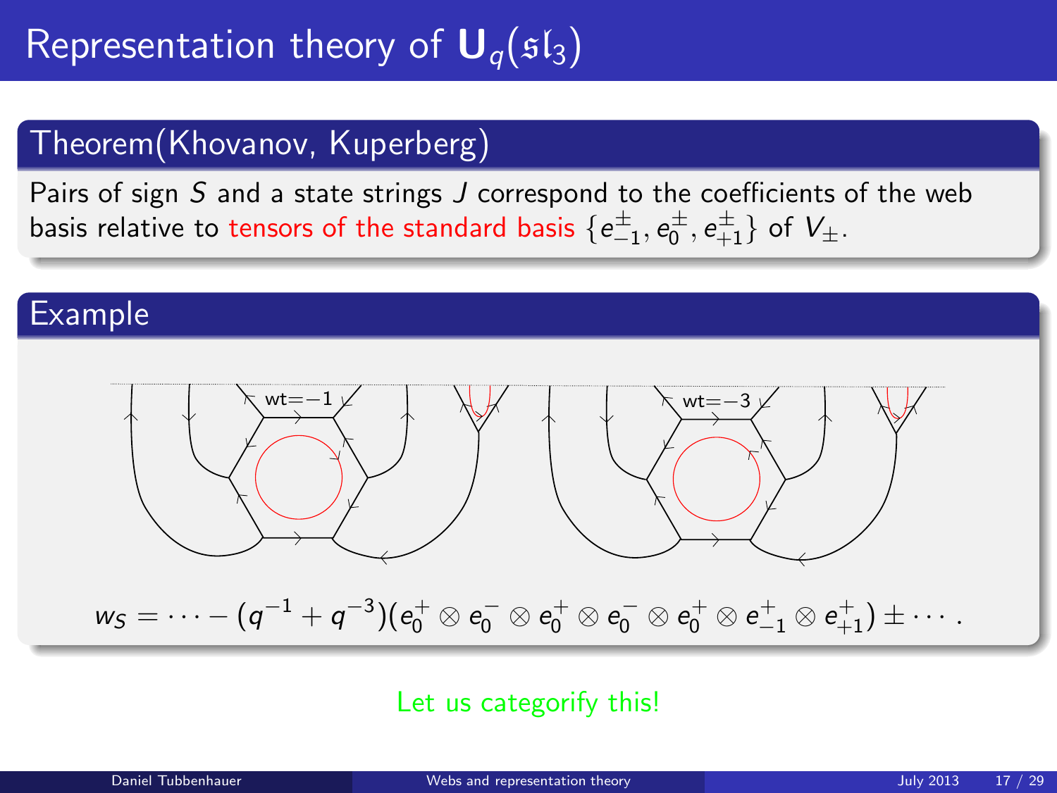# Representation theory of $\mathbf{U}_q(\mathfrak{sl}_3)$

## Theorem(Khovanov, Kuperberg)

Pairs of sign $S$ and a state strings $J$ correspond to the coefficients of the web basis relative to tensors of the standard basis $\{e^{\pm}_{-1}, e^{\pm}_{0}, e^{\pm}_{+1}\}$ of $V_{\pm}$.

## Example

wt=−1 wt=−3

$$w_S = \cdots - (q^{-1} + q^{-3})(e_0^+ \otimes e_0^- \otimes e_0^+ \otimes e_0^- \otimes e_0^+ \otimes e_{-1}^+ \otimes e_{+1}^+) \pm \cdots .$$

Let us categorify this!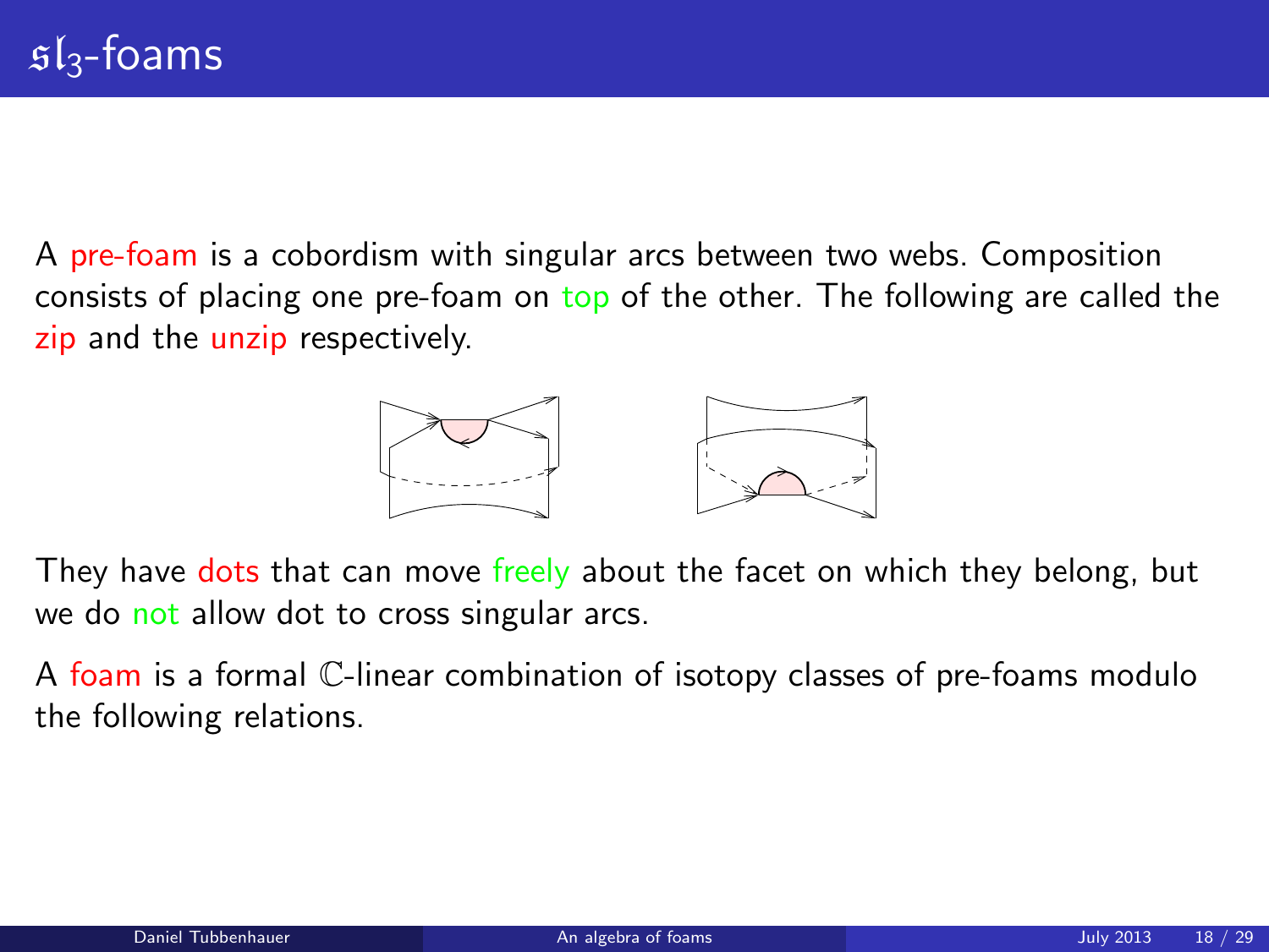# $\mathfrak{sl}_3$-foams

A pre-foam is a cobordism with singular arcs between two webs. Composition consists of placing one pre-foam on top of the other. The following are called the zip and the unzip respectively.

They have dots that can move freely about the facet on which they belong, but we do not allow dot to cross singular arcs.

A foam is a formal $\mathbb{C}$-linear combination of isotopy classes of pre-foams modulo the following relations.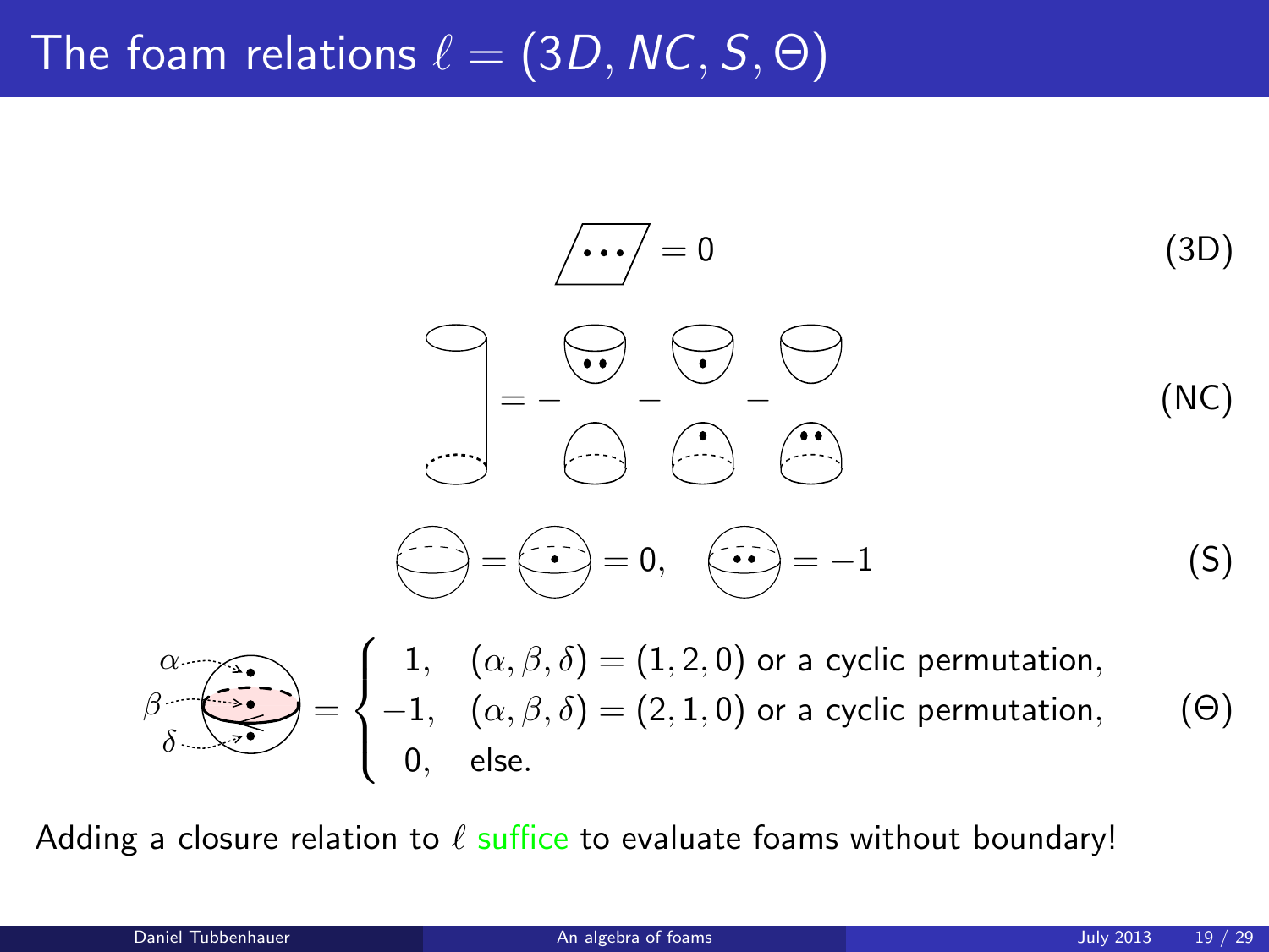# The foam relations $\ell = (3D, NC, S, \Theta)$

$= 0$ (3D)

$= - \quad - \quad -$ (NC)

$= \quad = 0, \quad = -1$ (S)

$$= \begin{cases} 1, & (\alpha, \beta, \delta) = (1, 2, 0) \text{ or a cyclic permutation,} \\ -1, & (\alpha, \beta, \delta) = (2, 1, 0) \text{ or a cyclic permutation,} \\ 0, & \text{else.} \end{cases} \qquad (\Theta)$$

Adding a closure relation to $\ell$ suffice to evaluate foams without boundary!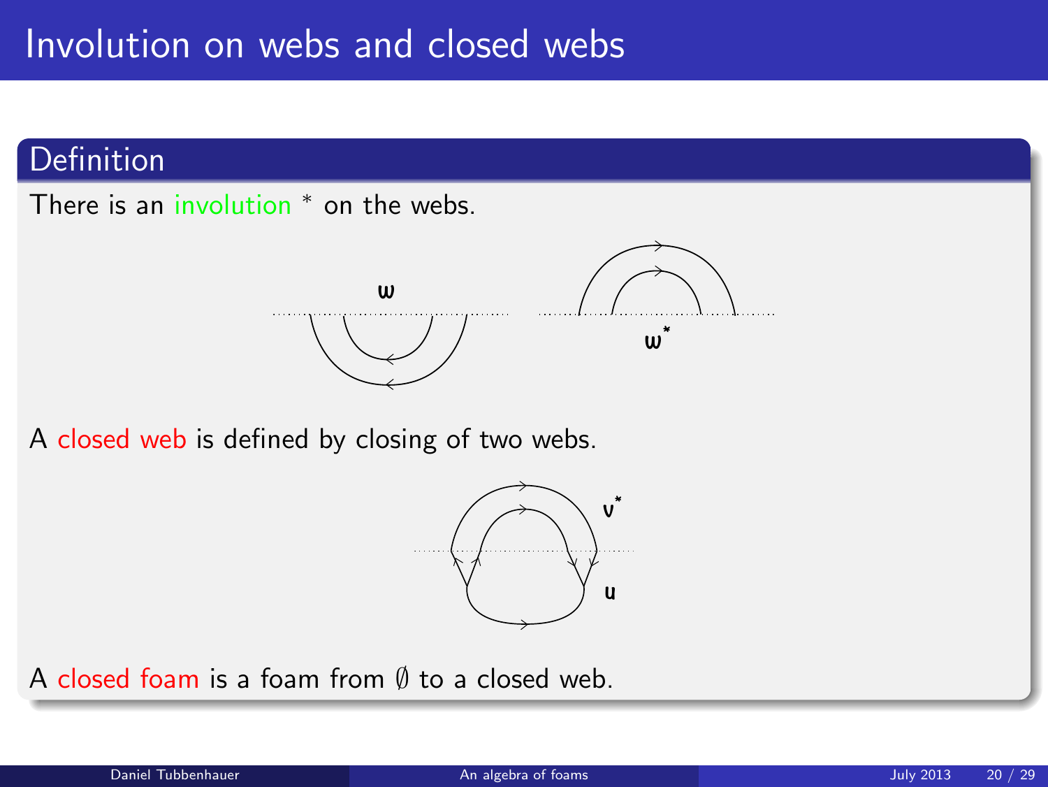# Involution on webs and closed webs

## Definition

There is an involution $^*$ on the webs.

A closed web is defined by closing of two webs.

A closed foam is a foam from $\emptyset$ to a closed web.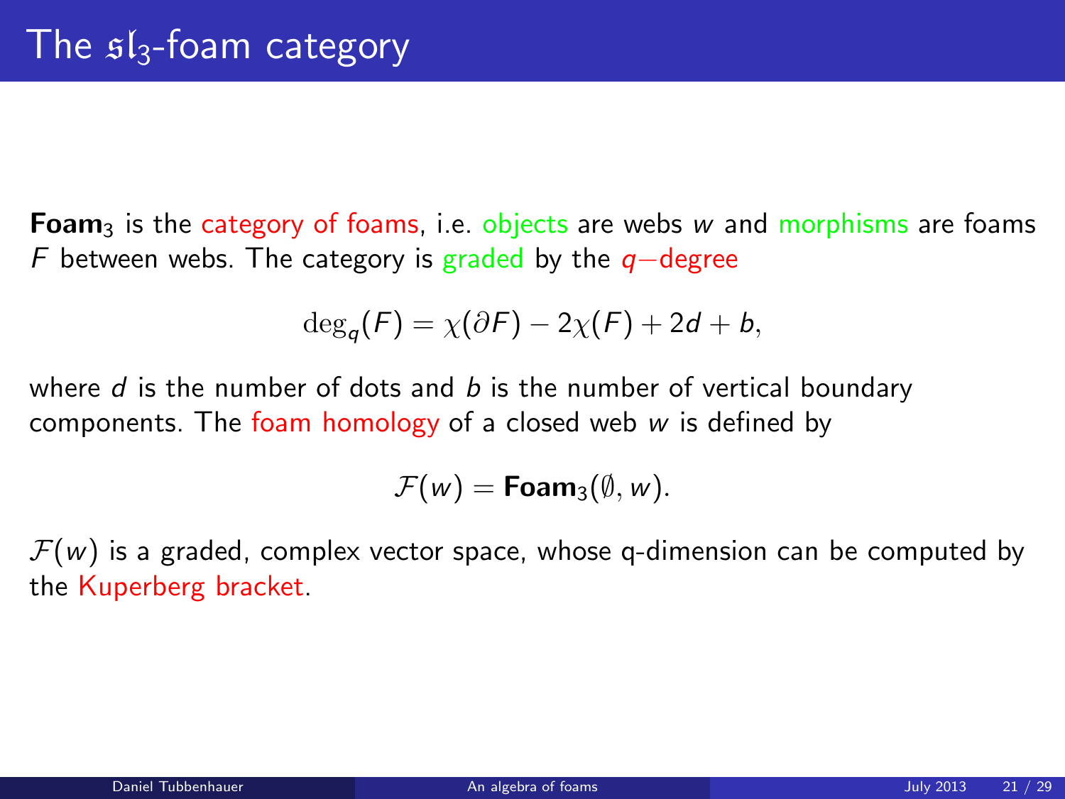# The $\mathfrak{sl}_3$-foam category

**Foam**$_3$ is the category of foams, i.e. objects are webs $w$ and morphisms are foams $F$ between webs. The category is graded by the $q-$degree

$$\deg_q(F) = \chi(\partial F) - 2\chi(F) + 2d + b,$$

where $d$ is the number of dots and $b$ is the number of vertical boundary components. The foam homology of a closed web $w$ is defined by

$$\mathcal{F}(w) = \mathbf{Foam}_3(\emptyset, w).$$

$\mathcal{F}(w)$ is a graded, complex vector space, whose q-dimension can be computed by the Kuperberg bracket.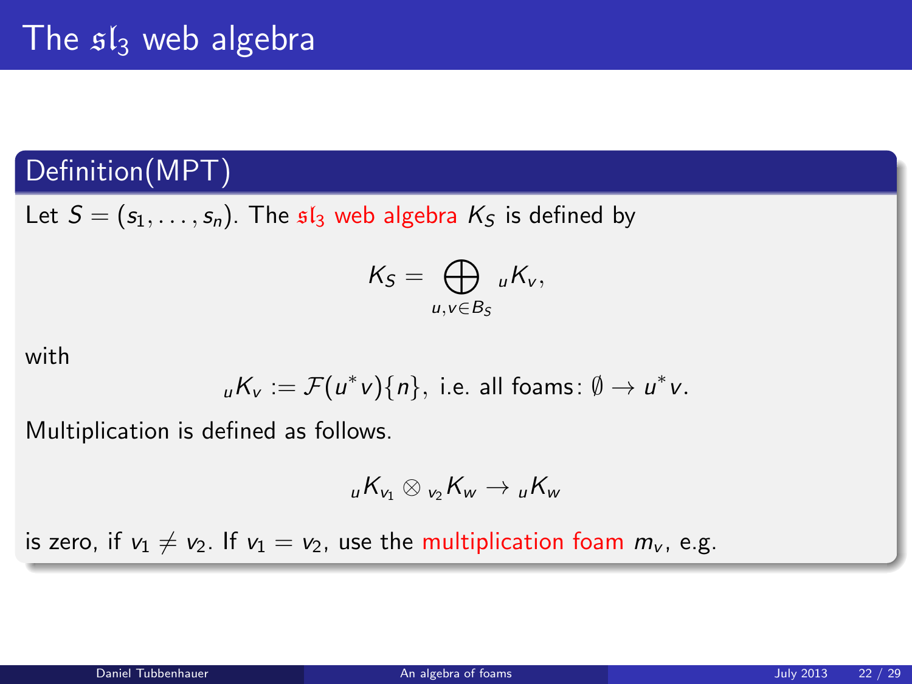# The $\mathfrak{sl}_3$ web algebra

## Definition(MPT)

Let $S = (s_1, \ldots, s_n)$. The $\mathfrak{sl}_3$ web algebra $K_S$ is defined by

$$K_S = \bigoplus_{u,v \in B_S} {}_uK_v,$$

with

$${}_uK_v := \mathcal{F}(u^*v)\{n\}, \text{ i.e. all foams: } \emptyset \to u^*v.$$

Multiplication is defined as follows.

$${}_uK_{v_1} \otimes {}_{v_2}K_w \to {}_uK_w$$

is zero, if $v_1 \neq v_2$. If $v_1 = v_2$, use the multiplication foam $m_v$, e.g.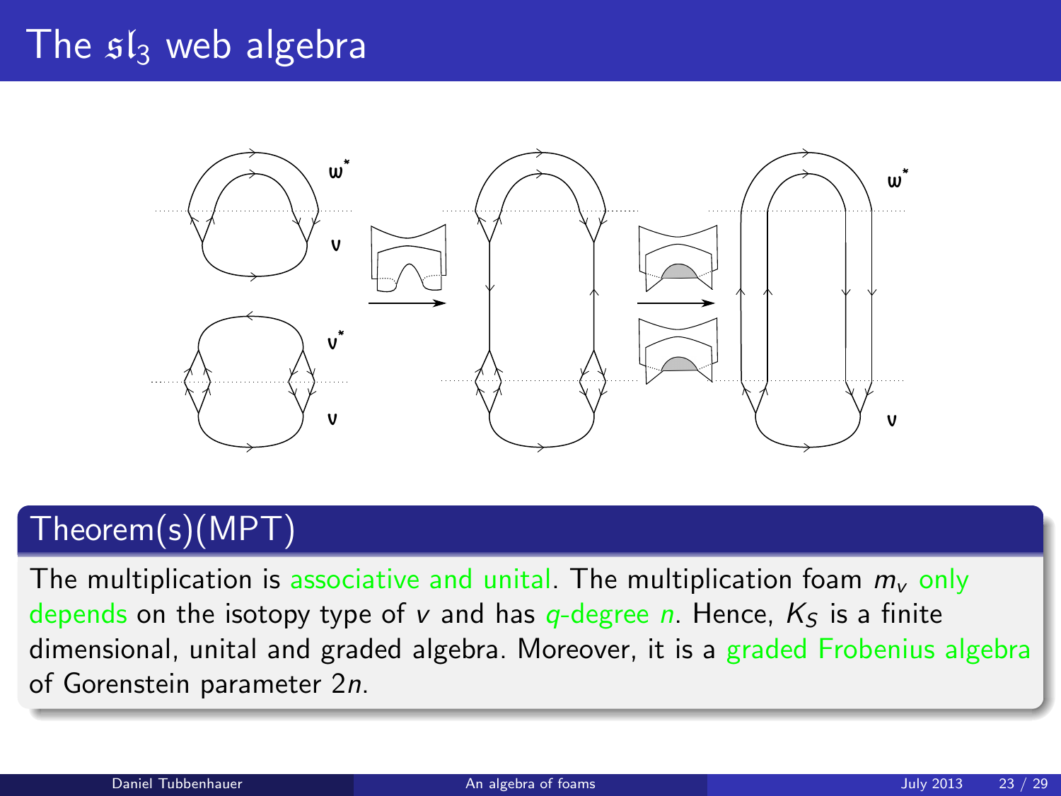# The $\mathfrak{sl}_3$ web algebra

## Theorem(s)(MPT)

The multiplication is associative and unital. The multiplication foam $m_v$ only depends on the isotopy type of $v$ and has $q$-degree $n$. Hence, $K_S$ is a finite dimensional, unital and graded algebra. Moreover, it is a graded Frobenius algebra of Gorenstein parameter $2n$.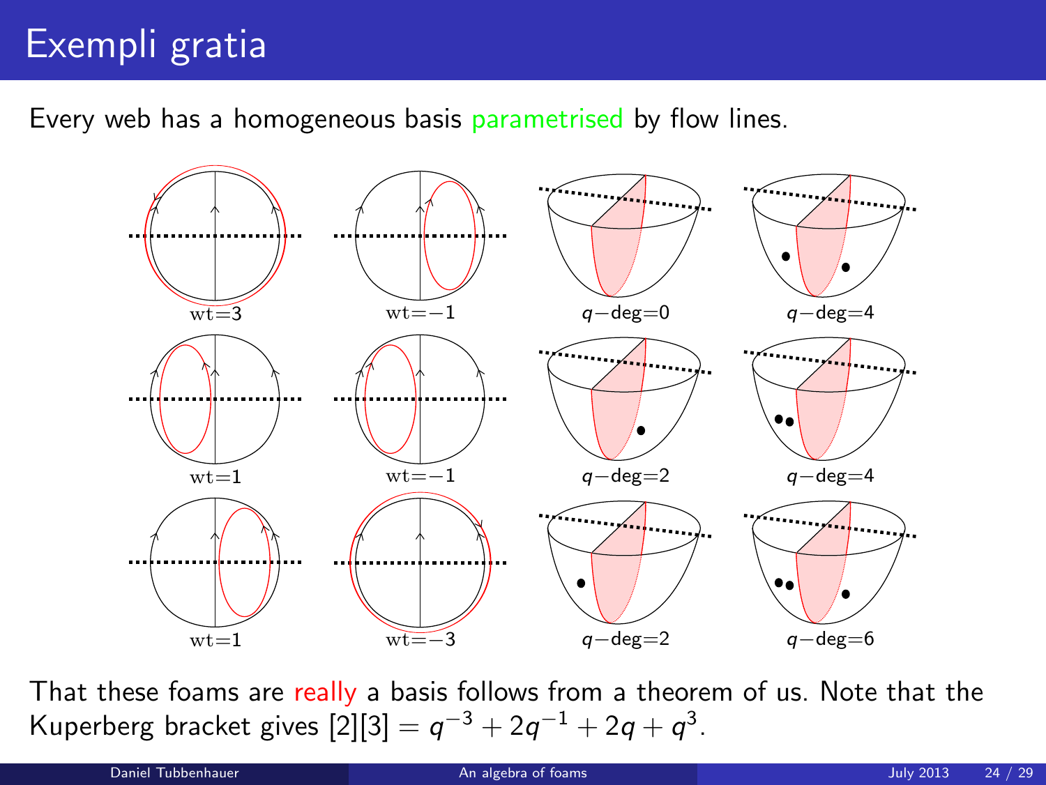# Exempli gratia

Every web has a homogeneous basis parametrised by flow lines.

wt=3

wt=−1

$q$−deg=0

$q$−deg=4

wt=1

wt=−1

$q$−deg=2

$q$−deg=4

wt=1

wt=−3

$q$−deg=2

$q$−deg=6

That these foams are really a basis follows from a theorem of us. Note that the Kuperberg bracket gives $[2][3] = q^{-3} + 2q^{-1} + 2q + q^{3}$.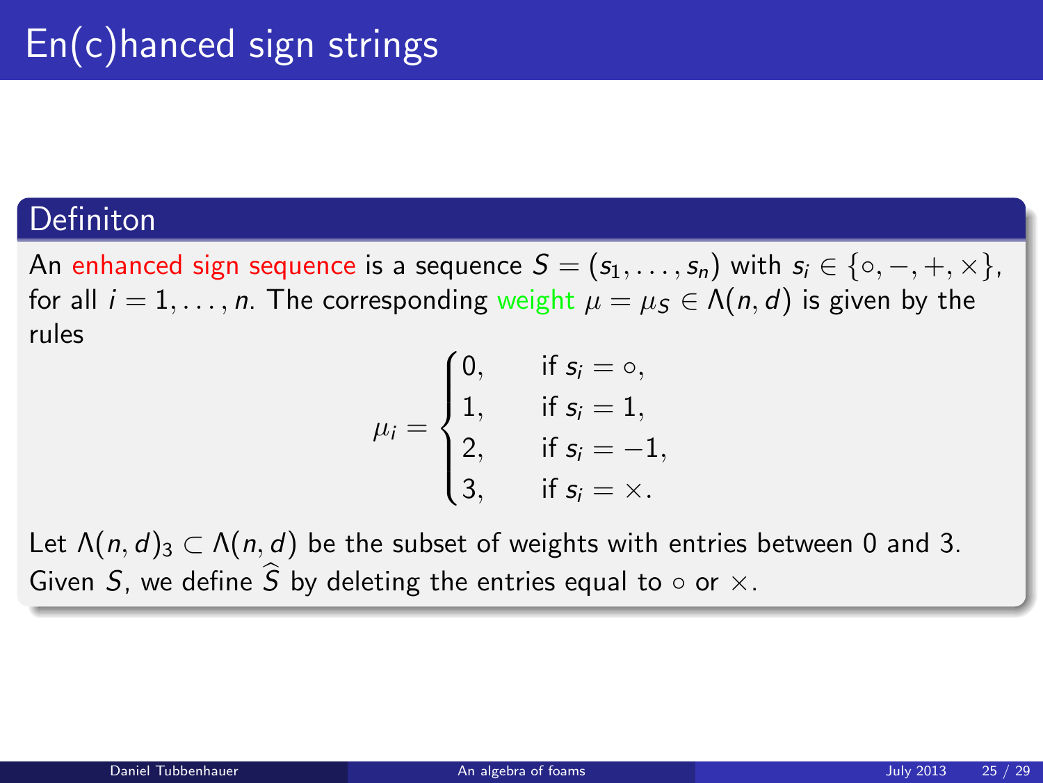# En(c)hanced sign strings

## Definiton

An enhanced sign sequence is a sequence $S = (s_1, \ldots, s_n)$ with $s_i \in \{\circ, -, +, \times\}$, for all $i = 1, \ldots, n$. The corresponding weight $\mu = \mu_S \in \Lambda(n, d)$ is given by the rules

$$\mu_i = \begin{cases} 0, & \text{if } s_i = \circ, \\ 1, & \text{if } s_i = 1, \\ 2, & \text{if } s_i = -1, \\ 3, & \text{if } s_i = \times. \end{cases}$$

Let $\Lambda(n, d)_3 \subset \Lambda(n, d)$ be the subset of weights with entries between 0 and 3. Given $S$, we define $\widehat{S}$ by deleting the entries equal to $\circ$ or $\times$.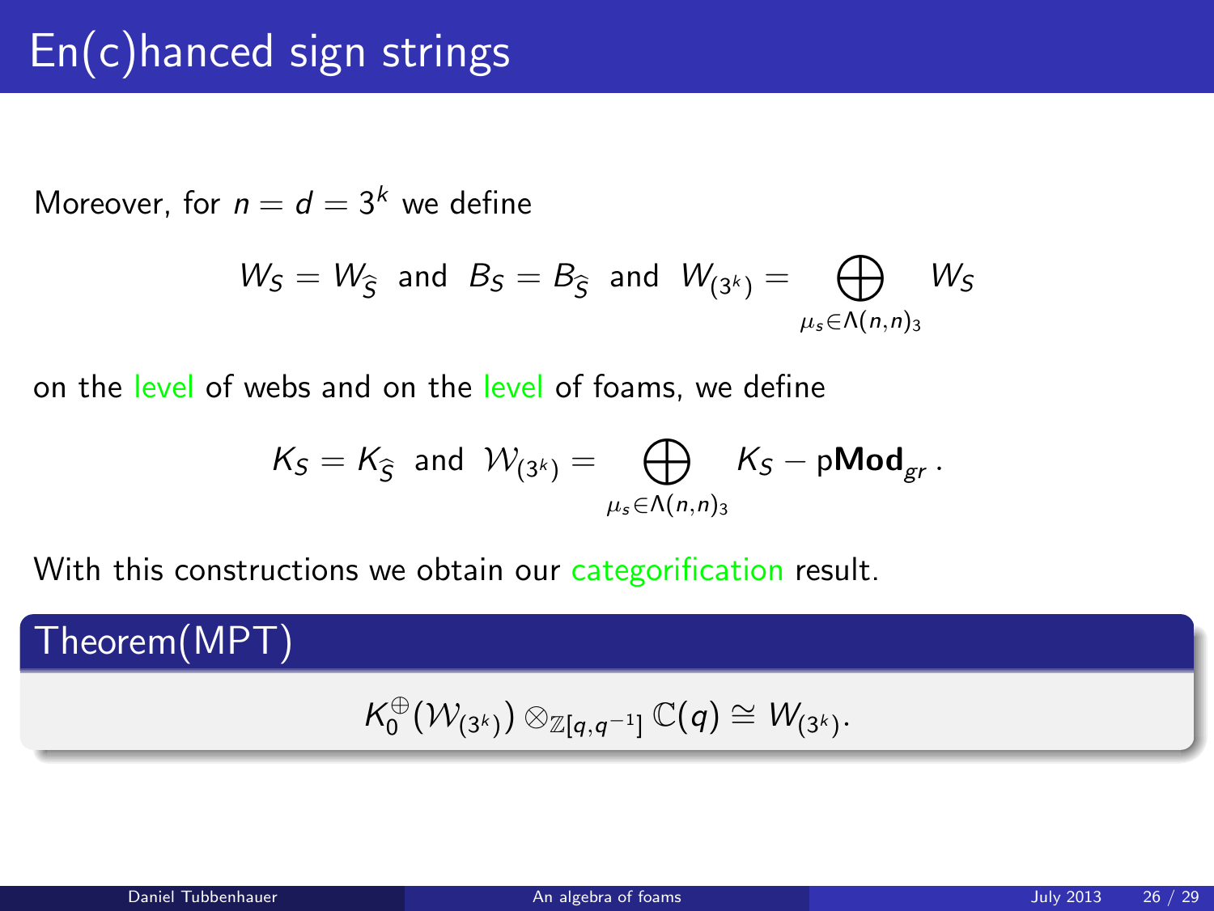# En(c)hanced sign strings

Moreover, for $n = d = 3^k$ we define

$$W_S = W_{\widehat{S}} \text{ and } B_S = B_{\widehat{S}} \text{ and } W_{(3^k)} = \bigoplus_{\mu_s \in \Lambda(n,n)_3} W_S$$

on the level of webs and on the level of foams, we define

$$K_S = K_{\widehat{S}} \text{ and } \mathcal{W}_{(3^k)} = \bigoplus_{\mu_s \in \Lambda(n,n)_3} K_S - \mathrm{p}\mathbf{Mod}_{gr}\,.$$

With this constructions we obtain our categorification result.

**Theorem(MPT)**

$$K_0^{\oplus}(\mathcal{W}_{(3^k)}) \otimes_{\mathbb{Z}[q,q^{-1}]} \mathbb{C}(q) \cong W_{(3^k)}.$$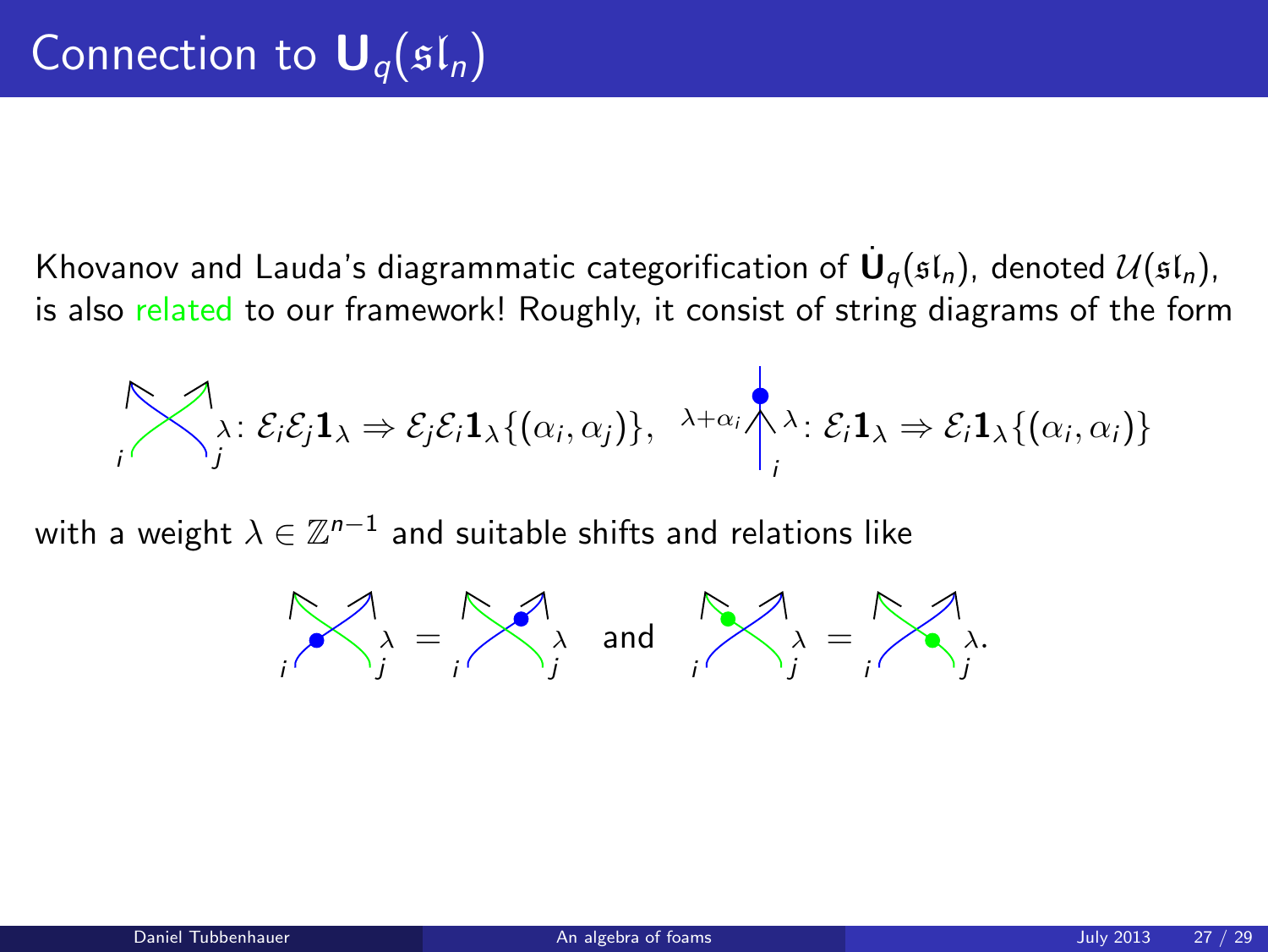# Connection to $\mathbf{U}_q(\mathfrak{sl}_n)$

Khovanov and Lauda's diagrammatic categorification of $\dot{\mathbf{U}}_q(\mathfrak{sl}_n)$, denoted $\mathcal{U}(\mathfrak{sl}_n)$, is also related to our framework! Roughly, it consist of string diagrams of the form

$$\lambda\colon \mathcal{E}_i\mathcal{E}_j\mathbf{1}_\lambda \Rightarrow \mathcal{E}_j\mathcal{E}_i\mathbf{1}_\lambda\{(\alpha_i,\alpha_j)\}, \quad {}^{\lambda+\alpha_i}\ \lambda\colon \mathcal{E}_i\mathbf{1}_\lambda \Rightarrow \mathcal{E}_i\mathbf{1}_\lambda\{(\alpha_i,\alpha_i)\}$$

with a weight $\lambda \in \mathbb{Z}^{n-1}$ and suitable shifts and relations like

$$\lambda = \lambda \quad \text{and} \quad \lambda = \lambda.$$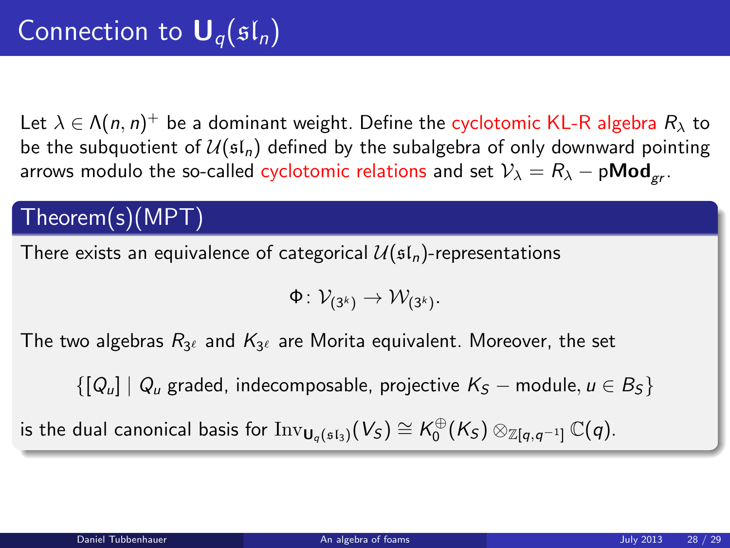# Connection to $\mathbf{U}_q(\mathfrak{sl}_n)$

Let $\lambda \in \Lambda(n,n)^+$ be a dominant weight. Define the cyclotomic KL-R algebra $R_\lambda$ to be the subquotient of $\mathcal{U}(\mathfrak{sl}_n)$ defined by the subalgebra of only downward pointing arrows modulo the so-called cyclotomic relations and set $\mathcal{V}_\lambda = R_\lambda - \mathrm{p}\mathbf{Mod}_{gr}$.

## Theorem(s)(MPT)

There exists an equivalence of categorical $\mathcal{U}(\mathfrak{sl}_n)$-representations

$$\Phi \colon \mathcal{V}_{(3^k)} \to \mathcal{W}_{(3^k)}.$$

The two algebras $R_{3^\ell}$ and $K_{3^\ell}$ are Morita equivalent. Moreover, the set

$$\{[Q_u] \mid Q_u \text{ graded, indecomposable, projective } K_S - \text{module}, u \in B_S\}$$

is the dual canonical basis for $\mathrm{Inv}_{\mathbf{U}_q(\mathfrak{sl}_3)}(V_S) \cong K_0^{\oplus}(K_S) \otimes_{\mathbb{Z}[q,q^{-1}]} \mathbb{C}(q)$.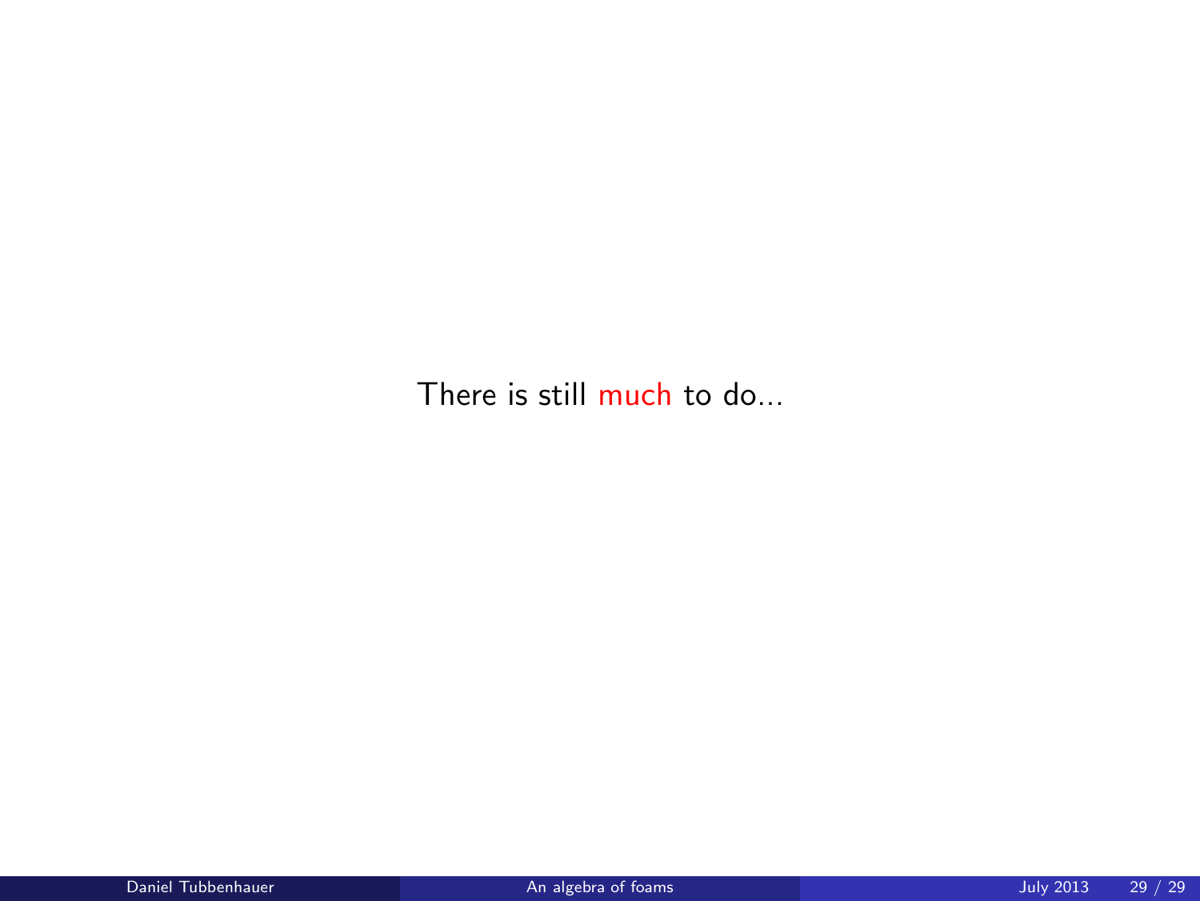There is still much to do...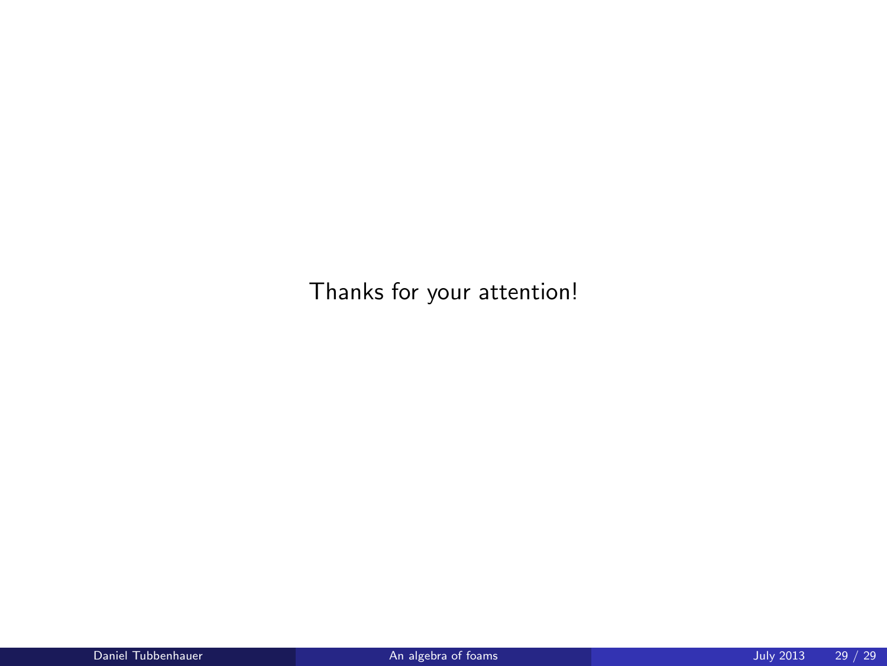Thanks for your attention!